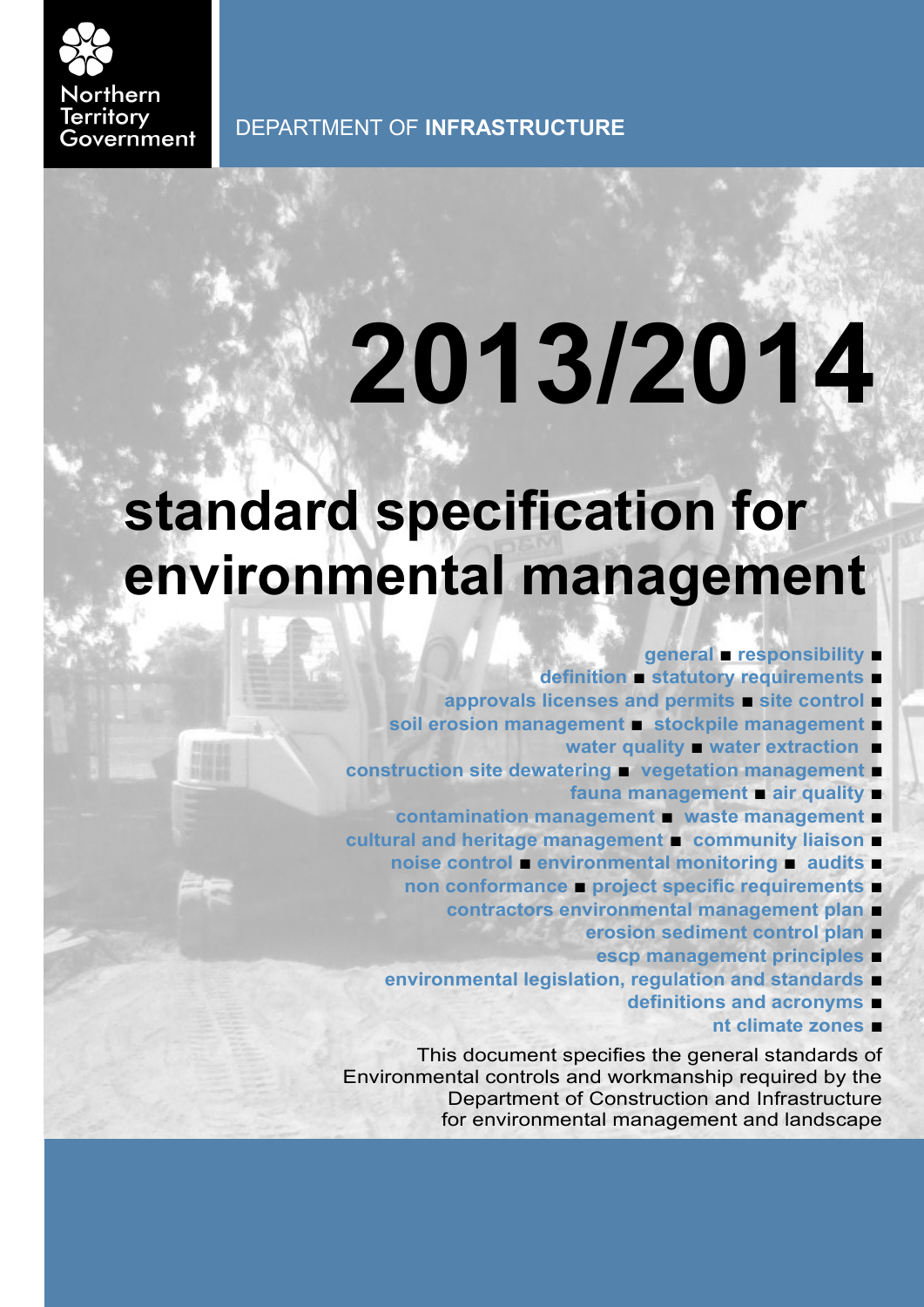Northern Territory Government

DEPARTMENT OF **INFRASTRUCTURE**

# 2013/2014

# standard specification for environmental management

general ■ responsibility ■
definition ■ statutory requirements ■
approvals licenses and permits ■ site control ■
soil erosion management ■ stockpile management ■
water quality ■ water extraction ■
construction site dewatering ■ vegetation management ■
fauna management ■ air quality ■
contamination management ■ waste management ■
cultural and heritage management ■ community liaison ■
noise control ■ environmental monitoring ■ audits ■
non conformance ■ project specific requirements ■
contractors environmental management plan ■
erosion sediment control plan ■
escp management principles ■
environmental legislation, regulation and standards ■
definitions and acronyms ■
nt climate zones ■

This document specifies the general standards of Environmental controls and workmanship required by the Department of Construction and Infrastructure for environmental management and landscape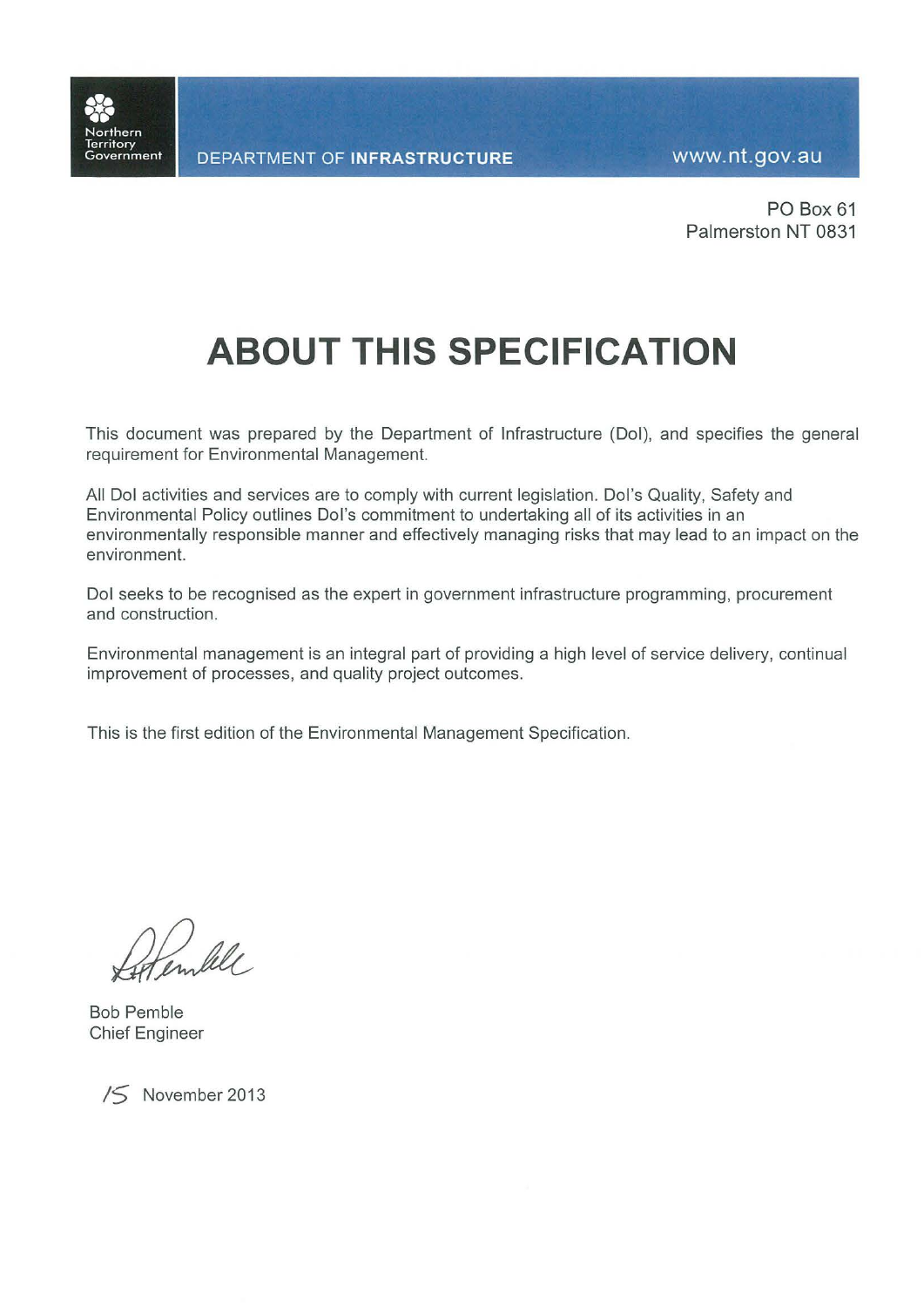Northern Territory Government

DEPARTMENT OF **INFRASTRUCTURE**

www.nt.gov.au

PO Box 61
Palmerston NT 0831

# ABOUT THIS SPECIFICATION

This document was prepared by the Department of Infrastructure (DoI), and specifies the general requirement for Environmental Management.

All DoI activities and services are to comply with current legislation. DoI's Quality, Safety and Environmental Policy outlines DoI's commitment to undertaking all of its activities in an environmentally responsible manner and effectively managing risks that may lead to an impact on the environment.

DoI seeks to be recognised as the expert in government infrastructure programming, procurement and construction.

Environmental management is an integral part of providing a high level of service delivery, continual improvement of processes, and quality project outcomes.

This is the first edition of the Environmental Management Specification.

Bob Pemble
Chief Engineer

15 November 2013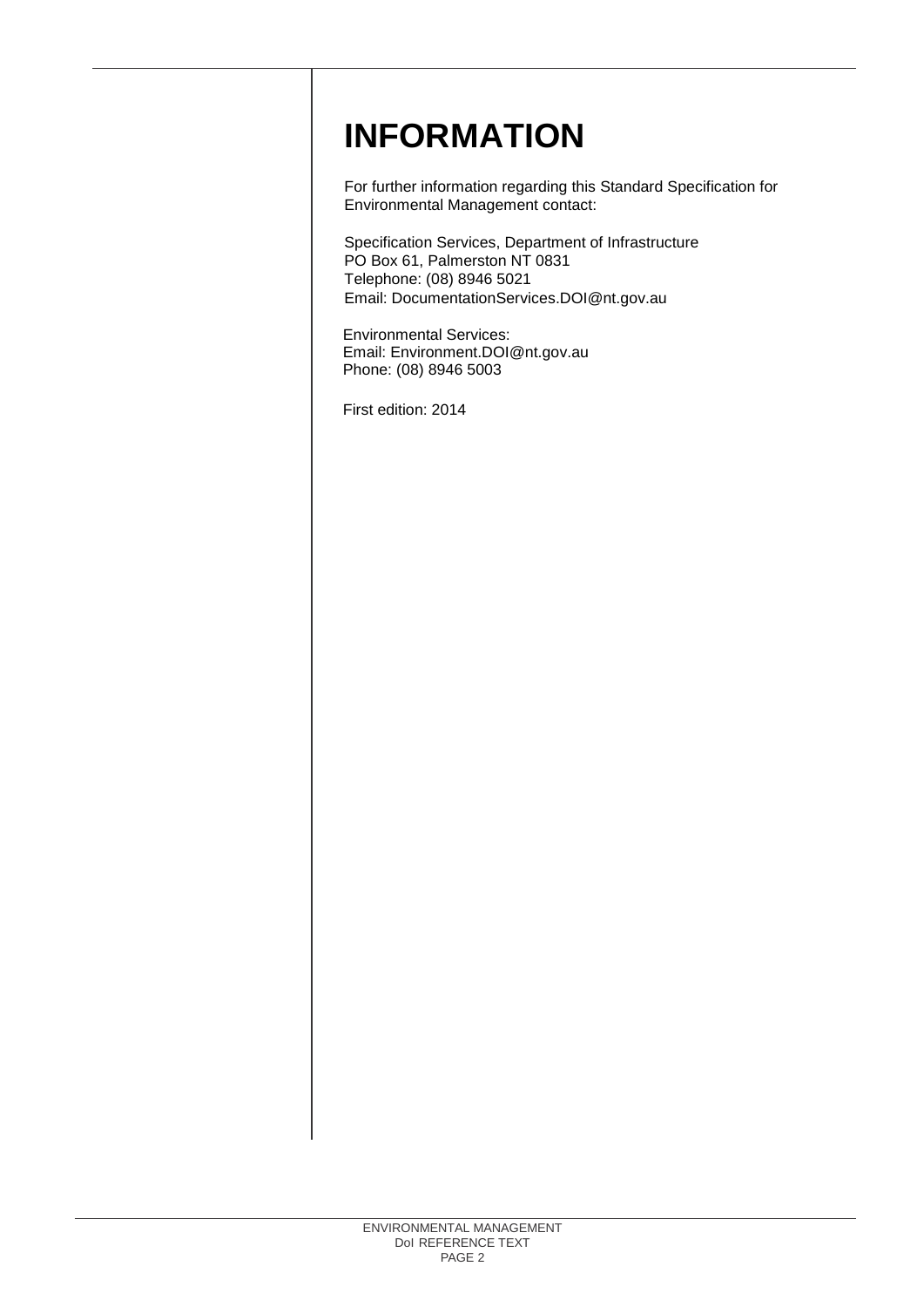# INFORMATION

For further information regarding this Standard Specification for Environmental Management contact:

Specification Services, Department of Infrastructure
PO Box 61, Palmerston NT 0831
Telephone: (08) 8946 5021
Email: DocumentationServices.DOI@nt.gov.au

Environmental Services:
Email: Environment.DOI@nt.gov.au
Phone: (08) 8946 5003

First edition: 2014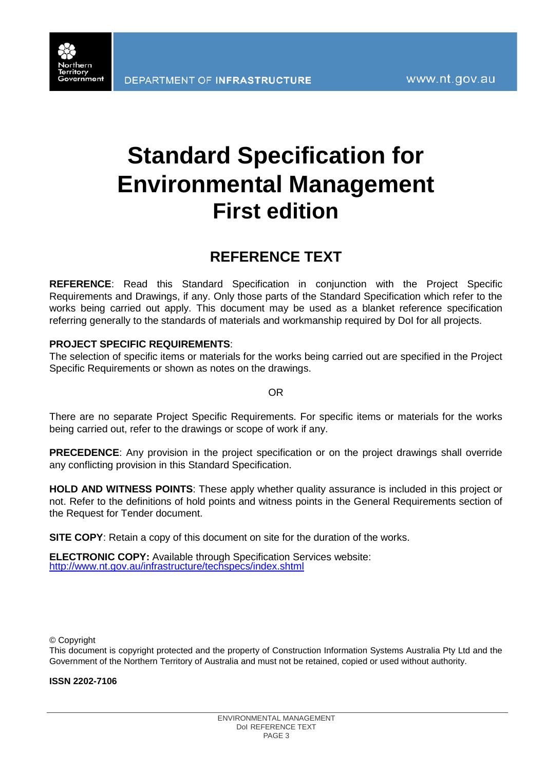# Standard Specification for Environmental Management First edition

## REFERENCE TEXT

**REFERENCE**: Read this Standard Specification in conjunction with the Project Specific Requirements and Drawings, if any. Only those parts of the Standard Specification which refer to the works being carried out apply. This document may be used as a blanket reference specification referring generally to the standards of materials and workmanship required by DoI for all projects.

**PROJECT SPECIFIC REQUIREMENTS**:
The selection of specific items or materials for the works being carried out are specified in the Project Specific Requirements or shown as notes on the drawings.

OR

There are no separate Project Specific Requirements. For specific items or materials for the works being carried out, refer to the drawings or scope of work if any.

**PRECEDENCE**: Any provision in the project specification or on the project drawings shall override any conflicting provision in this Standard Specification.

**HOLD AND WITNESS POINTS**: These apply whether quality assurance is included in this project or not. Refer to the definitions of hold points and witness points in the General Requirements section of the Request for Tender document.

**SITE COPY**: Retain a copy of this document on site for the duration of the works.

**ELECTRONIC COPY:** Available through Specification Services website:
http://www.nt.gov.au/infrastructure/techspecs/index.shtml

© Copyright
This document is copyright protected and the property of Construction Information Systems Australia Pty Ltd and the Government of the Northern Territory of Australia and must not be retained, copied or used without authority.

**ISSN 2202-7106**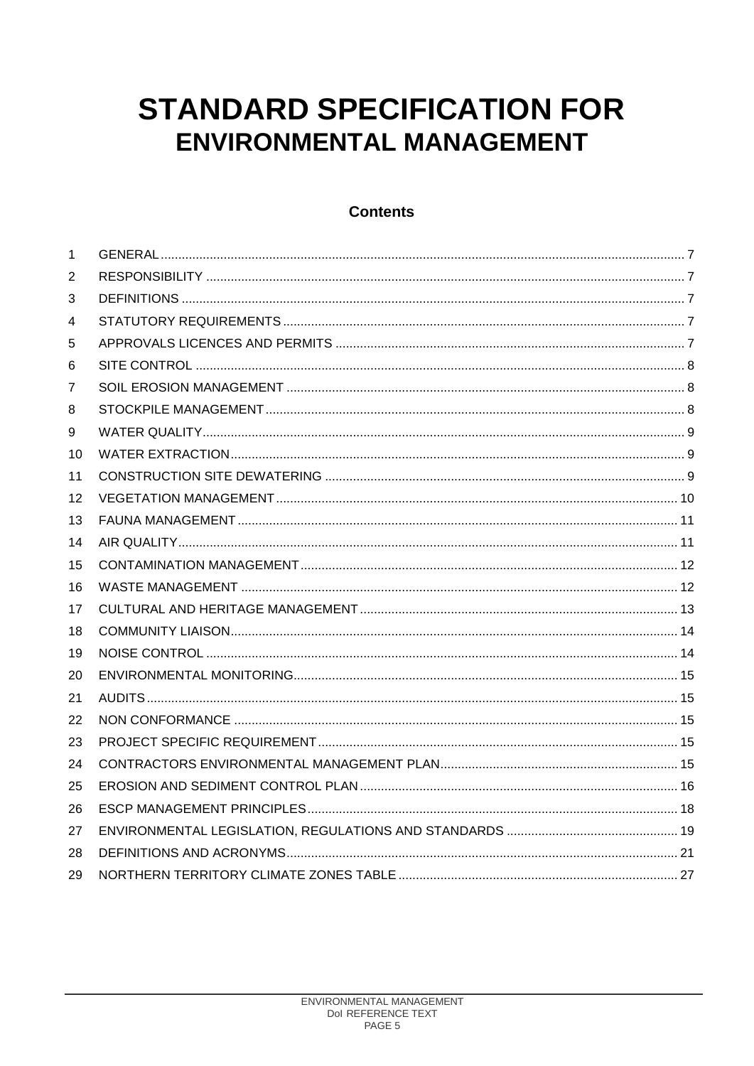# STANDARD SPECIFICATION FOR
## ENVIRONMENTAL MANAGEMENT

### Contents

| | | |
|---|---|---|
| 1 | GENERAL | 7 |
| 2 | RESPONSIBILITY | 7 |
| 3 | DEFINITIONS | 7 |
| 4 | STATUTORY REQUIREMENTS | 7 |
| 5 | APPROVALS LICENCES AND PERMITS | 7 |
| 6 | SITE CONTROL | 8 |
| 7 | SOIL EROSION MANAGEMENT | 8 |
| 8 | STOCKPILE MANAGEMENT | 8 |
| 9 | WATER QUALITY | 9 |
| 10 | WATER EXTRACTION | 9 |
| 11 | CONSTRUCTION SITE DEWATERING | 9 |
| 12 | VEGETATION MANAGEMENT | 10 |
| 13 | FAUNA MANAGEMENT | 11 |
| 14 | AIR QUALITY | 11 |
| 15 | CONTAMINATION MANAGEMENT | 12 |
| 16 | WASTE MANAGEMENT | 12 |
| 17 | CULTURAL AND HERITAGE MANAGEMENT | 13 |
| 18 | COMMUNITY LIAISON | 14 |
| 19 | NOISE CONTROL | 14 |
| 20 | ENVIRONMENTAL MONITORING | 15 |
| 21 | AUDITS | 15 |
| 22 | NON CONFORMANCE | 15 |
| 23 | PROJECT SPECIFIC REQUIREMENT | 15 |
| 24 | CONTRACTORS ENVIRONMENTAL MANAGEMENT PLAN | 15 |
| 25 | EROSION AND SEDIMENT CONTROL PLAN | 16 |
| 26 | ESCP MANAGEMENT PRINCIPLES | 18 |
| 27 | ENVIRONMENTAL LEGISLATION, REGULATIONS AND STANDARDS | 19 |
| 28 | DEFINITIONS AND ACRONYMS | 21 |
| 29 | NORTHERN TERRITORY CLIMATE ZONES TABLE | 27 |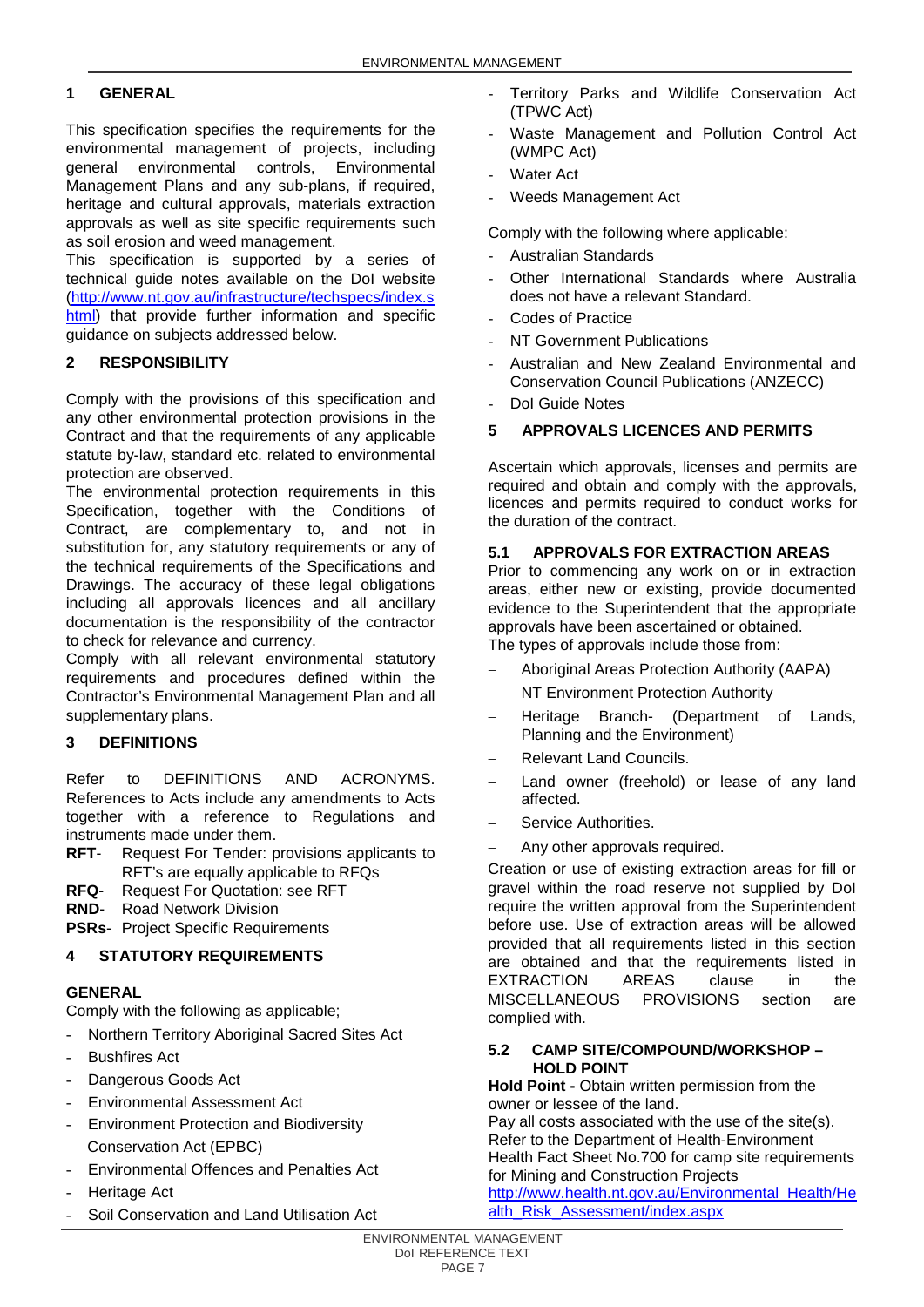## 1 GENERAL

This specification specifies the requirements for the environmental management of projects, including general environmental controls, Environmental Management Plans and any sub-plans, if required, heritage and cultural approvals, materials extraction approvals as well as site specific requirements such as soil erosion and weed management.

This specification is supported by a series of technical guide notes available on the DoI website (http://www.nt.gov.au/infrastructure/techspecs/index.shtml) that provide further information and specific guidance on subjects addressed below.

## 2 RESPONSIBILITY

Comply with the provisions of this specification and any other environmental protection provisions in the Contract and that the requirements of any applicable statute by-law, standard etc. related to environmental protection are observed.

The environmental protection requirements in this Specification, together with the Conditions of Contract, are complementary to, and not in substitution for, any statutory requirements or any of the technical requirements of the Specifications and Drawings. The accuracy of these legal obligations including all approvals licences and all ancillary documentation is the responsibility of the contractor to check for relevance and currency.

Comply with all relevant environmental statutory requirements and procedures defined within the Contractor's Environmental Management Plan and all supplementary plans.

## 3 DEFINITIONS

Refer to DEFINITIONS AND ACRONYMS. References to Acts include any amendments to Acts together with a reference to Regulations and instruments made under them.

**RFT**- Request For Tender: provisions applicants to RFT's are equally applicable to RFQs

**RFQ**- Request For Quotation: see RFT

**RND**- Road Network Division

**PSRs**- Project Specific Requirements

## 4 STATUTORY REQUIREMENTS

**GENERAL**

Comply with the following as applicable;

- Northern Territory Aboriginal Sacred Sites Act
- Bushfires Act
- Dangerous Goods Act
- Environmental Assessment Act
- Environment Protection and Biodiversity Conservation Act (EPBC)
- Environmental Offences and Penalties Act
- Heritage Act
- Soil Conservation and Land Utilisation Act
- Territory Parks and Wildlife Conservation Act (TPWC Act)
- Waste Management and Pollution Control Act (WMPC Act)
- Water Act
- Weeds Management Act

Comply with the following where applicable:

- Australian Standards
- Other International Standards where Australia does not have a relevant Standard.
- Codes of Practice
- NT Government Publications
- Australian and New Zealand Environmental and Conservation Council Publications (ANZECC)
- DoI Guide Notes

## 5 APPROVALS LICENCES AND PERMITS

Ascertain which approvals, licenses and permits are required and obtain and comply with the approvals, licences and permits required to conduct works for the duration of the contract.

### 5.1 APPROVALS FOR EXTRACTION AREAS

Prior to commencing any work on or in extraction areas, either new or existing, provide documented evidence to the Superintendent that the appropriate approvals have been ascertained or obtained.

The types of approvals include those from:

- Aboriginal Areas Protection Authority (AAPA)
- NT Environment Protection Authority
- Heritage Branch- (Department of Lands, Planning and the Environment)
- Relevant Land Councils.
- Land owner (freehold) or lease of any land affected.
- Service Authorities.
- Any other approvals required.

Creation or use of existing extraction areas for fill or gravel within the road reserve not supplied by DoI require the written approval from the Superintendent before use. Use of extraction areas will be allowed provided that all requirements listed in this section are obtained and that the requirements listed in EXTRACTION AREAS clause in the MISCELLANEOUS PROVISIONS section are complied with.

### 5.2 CAMP SITE/COMPOUND/WORKSHOP – HOLD POINT

**Hold Point -** Obtain written permission from the owner or lessee of the land.

Pay all costs associated with the use of the site(s).

Refer to the Department of Health-Environment Health Fact Sheet No.700 for camp site requirements for Mining and Construction Projects http://www.health.nt.gov.au/Environmental_Health/Health_Risk_Assessment/index.aspx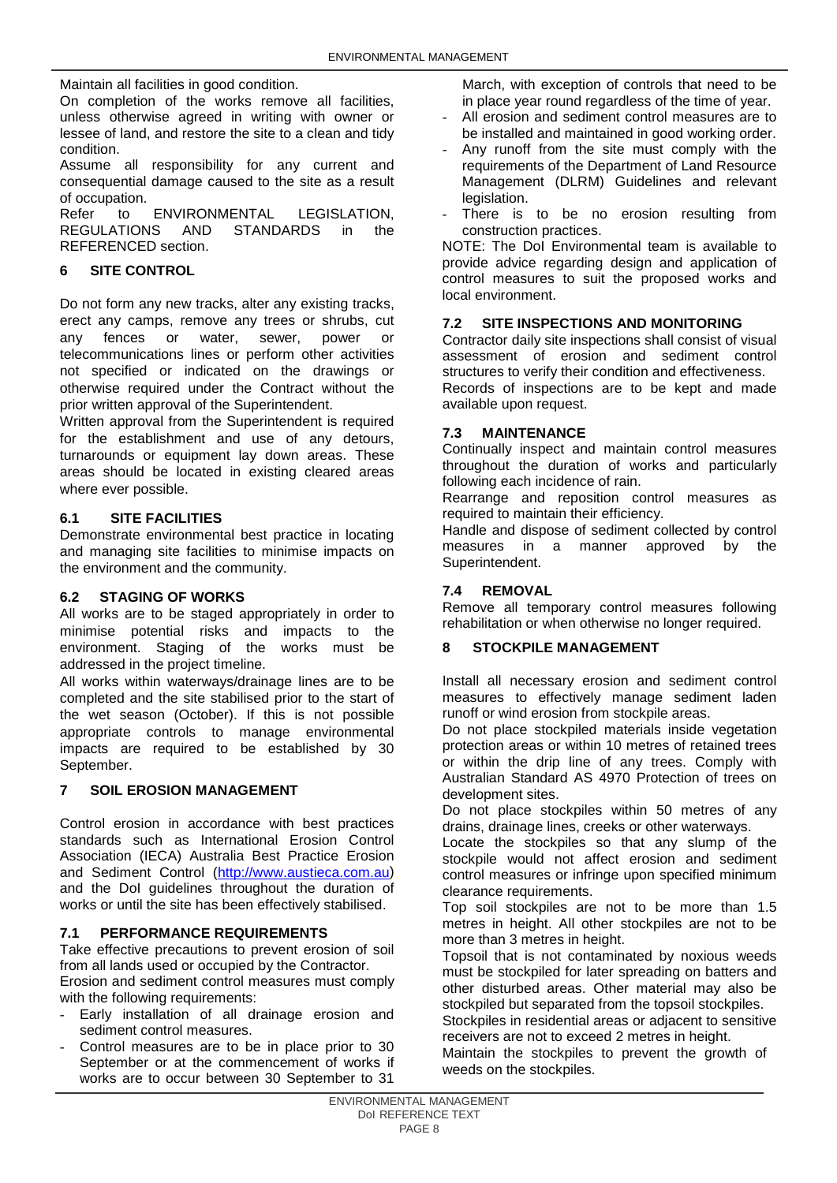Maintain all facilities in good condition.

On completion of the works remove all facilities, unless otherwise agreed in writing with owner or lessee of land, and restore the site to a clean and tidy condition.

Assume all responsibility for any current and consequential damage caused to the site as a result of occupation.

Refer to ENVIRONMENTAL LEGISLATION, REGULATIONS AND STANDARDS in the REFERENCED section.

## 6 SITE CONTROL

Do not form any new tracks, alter any existing tracks, erect any camps, remove any trees or shrubs, cut any fences or water, sewer, power or telecommunications lines or perform other activities not specified or indicated on the drawings or otherwise required under the Contract without the prior written approval of the Superintendent.

Written approval from the Superintendent is required for the establishment and use of any detours, turnarounds or equipment lay down areas. These areas should be located in existing cleared areas where ever possible.

### 6.1 SITE FACILITIES

Demonstrate environmental best practice in locating and managing site facilities to minimise impacts on the environment and the community.

### 6.2 STAGING OF WORKS

All works are to be staged appropriately in order to minimise potential risks and impacts to the environment. Staging of the works must be addressed in the project timeline.

All works within waterways/drainage lines are to be completed and the site stabilised prior to the start of the wet season (October). If this is not possible appropriate controls to manage environmental impacts are required to be established by 30 September.

## 7 SOIL EROSION MANAGEMENT

Control erosion in accordance with best practices standards such as International Erosion Control Association (IECA) Australia Best Practice Erosion and Sediment Control (http://www.austieca.com.au) and the DoI guidelines throughout the duration of works or until the site has been effectively stabilised.

### 7.1 PERFORMANCE REQUIREMENTS

Take effective precautions to prevent erosion of soil from all lands used or occupied by the Contractor.

Erosion and sediment control measures must comply with the following requirements:

- Early installation of all drainage erosion and sediment control measures.
- Control measures are to be in place prior to 30 September or at the commencement of works if works are to occur between 30 September to 31 March, with exception of controls that need to be in place year round regardless of the time of year.
- All erosion and sediment control measures are to be installed and maintained in good working order.
- Any runoff from the site must comply with the requirements of the Department of Land Resource Management (DLRM) Guidelines and relevant legislation.
- There is to be no erosion resulting from construction practices.

NOTE: The DoI Environmental team is available to provide advice regarding design and application of control measures to suit the proposed works and local environment.

### 7.2 SITE INSPECTIONS AND MONITORING

Contractor daily site inspections shall consist of visual assessment of erosion and sediment control structures to verify their condition and effectiveness.

Records of inspections are to be kept and made available upon request.

### 7.3 MAINTENANCE

Continually inspect and maintain control measures throughout the duration of works and particularly following each incidence of rain.

Rearrange and reposition control measures as required to maintain their efficiency.

Handle and dispose of sediment collected by control measures in a manner approved by the Superintendent.

### 7.4 REMOVAL

Remove all temporary control measures following rehabilitation or when otherwise no longer required.

## 8 STOCKPILE MANAGEMENT

Install all necessary erosion and sediment control measures to effectively manage sediment laden runoff or wind erosion from stockpile areas.

Do not place stockpiled materials inside vegetation protection areas or within 10 metres of retained trees or within the drip line of any trees. Comply with Australian Standard AS 4970 Protection of trees on development sites.

Do not place stockpiles within 50 metres of any drains, drainage lines, creeks or other waterways.

Locate the stockpiles so that any slump of the stockpile would not affect erosion and sediment control measures or infringe upon specified minimum clearance requirements.

Top soil stockpiles are not to be more than 1.5 metres in height. All other stockpiles are not to be more than 3 metres in height.

Topsoil that is not contaminated by noxious weeds must be stockpiled for later spreading on batters and other disturbed areas. Other material may also be stockpiled but separated from the topsoil stockpiles.

Stockpiles in residential areas or adjacent to sensitive receivers are not to exceed 2 metres in height.

Maintain the stockpiles to prevent the growth of weeds on the stockpiles.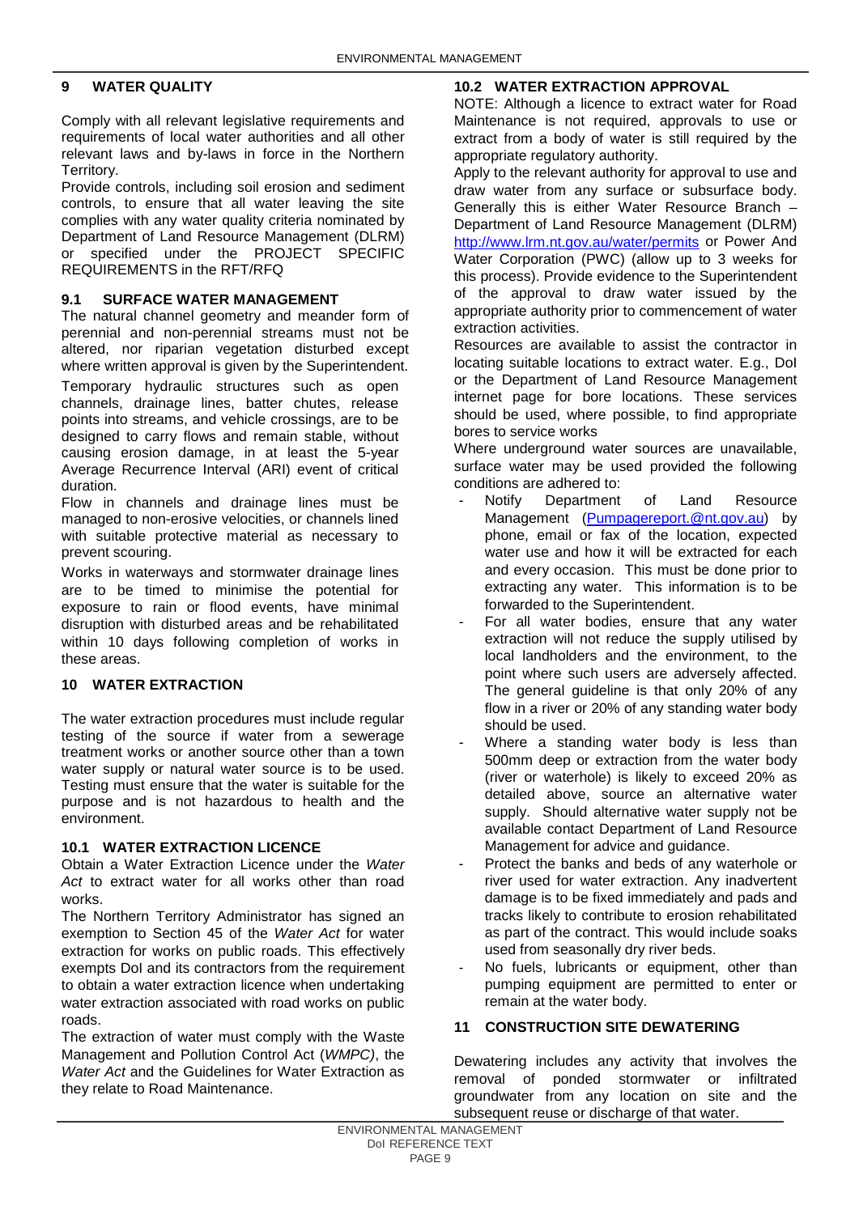## 9 WATER QUALITY

Comply with all relevant legislative requirements and requirements of local water authorities and all other relevant laws and by-laws in force in the Northern Territory.

Provide controls, including soil erosion and sediment controls, to ensure that all water leaving the site complies with any water quality criteria nominated by Department of Land Resource Management (DLRM) or specified under the PROJECT SPECIFIC REQUIREMENTS in the RFT/RFQ

### 9.1 SURFACE WATER MANAGEMENT

The natural channel geometry and meander form of perennial and non-perennial streams must not be altered, nor riparian vegetation disturbed except where written approval is given by the Superintendent.

Temporary hydraulic structures such as open channels, drainage lines, batter chutes, release points into streams, and vehicle crossings, are to be designed to carry flows and remain stable, without causing erosion damage, in at least the 5-year Average Recurrence Interval (ARI) event of critical duration.

Flow in channels and drainage lines must be managed to non-erosive velocities, or channels lined with suitable protective material as necessary to prevent scouring.

Works in waterways and stormwater drainage lines are to be timed to minimise the potential for exposure to rain or flood events, have minimal disruption with disturbed areas and be rehabilitated within 10 days following completion of works in these areas.

## 10 WATER EXTRACTION

The water extraction procedures must include regular testing of the source if water from a sewerage treatment works or another source other than a town water supply or natural water source is to be used. Testing must ensure that the water is suitable for the purpose and is not hazardous to health and the environment.

### 10.1 WATER EXTRACTION LICENCE

Obtain a Water Extraction Licence under the *Water Act* to extract water for all works other than road works.

The Northern Territory Administrator has signed an exemption to Section 45 of the *Water Act* for water extraction for works on public roads. This effectively exempts DoI and its contractors from the requirement to obtain a water extraction licence when undertaking water extraction associated with road works on public roads.

The extraction of water must comply with the Waste Management and Pollution Control Act (*WMPC)*, the *Water Act* and the Guidelines for Water Extraction as they relate to Road Maintenance.

### 10.2 WATER EXTRACTION APPROVAL

NOTE: Although a licence to extract water for Road Maintenance is not required, approvals to use or extract from a body of water is still required by the appropriate regulatory authority.

Apply to the relevant authority for approval to use and draw water from any surface or subsurface body. Generally this is either Water Resource Branch – Department of Land Resource Management (DLRM) http://www.lrm.nt.gov.au/water/permits or Power And Water Corporation (PWC) (allow up to 3 weeks for this process). Provide evidence to the Superintendent of the approval to draw water issued by the appropriate authority prior to commencement of water extraction activities.

Resources are available to assist the contractor in locating suitable locations to extract water. E.g., DoI or the Department of Land Resource Management internet page for bore locations. These services should be used, where possible, to find appropriate bores to service works

Where underground water sources are unavailable, surface water may be used provided the following conditions are adhered to:

- Notify Department of Land Resource Management (Pumpagereport.@nt.gov.au) by phone, email or fax of the location, expected water use and how it will be extracted for each and every occasion. This must be done prior to extracting any water. This information is to be forwarded to the Superintendent.
- For all water bodies, ensure that any water extraction will not reduce the supply utilised by local landholders and the environment, to the point where such users are adversely affected. The general guideline is that only 20% of any flow in a river or 20% of any standing water body should be used.
- Where a standing water body is less than 500mm deep or extraction from the water body (river or waterhole) is likely to exceed 20% as detailed above, source an alternative water supply. Should alternative water supply not be available contact Department of Land Resource Management for advice and guidance.
- Protect the banks and beds of any waterhole or river used for water extraction. Any inadvertent damage is to be fixed immediately and pads and tracks likely to contribute to erosion rehabilitated as part of the contract. This would include soaks used from seasonally dry river beds.
- No fuels, lubricants or equipment, other than pumping equipment are permitted to enter or remain at the water body.

## 11 CONSTRUCTION SITE DEWATERING

Dewatering includes any activity that involves the removal of ponded stormwater or infiltrated groundwater from any location on site and the subsequent reuse or discharge of that water.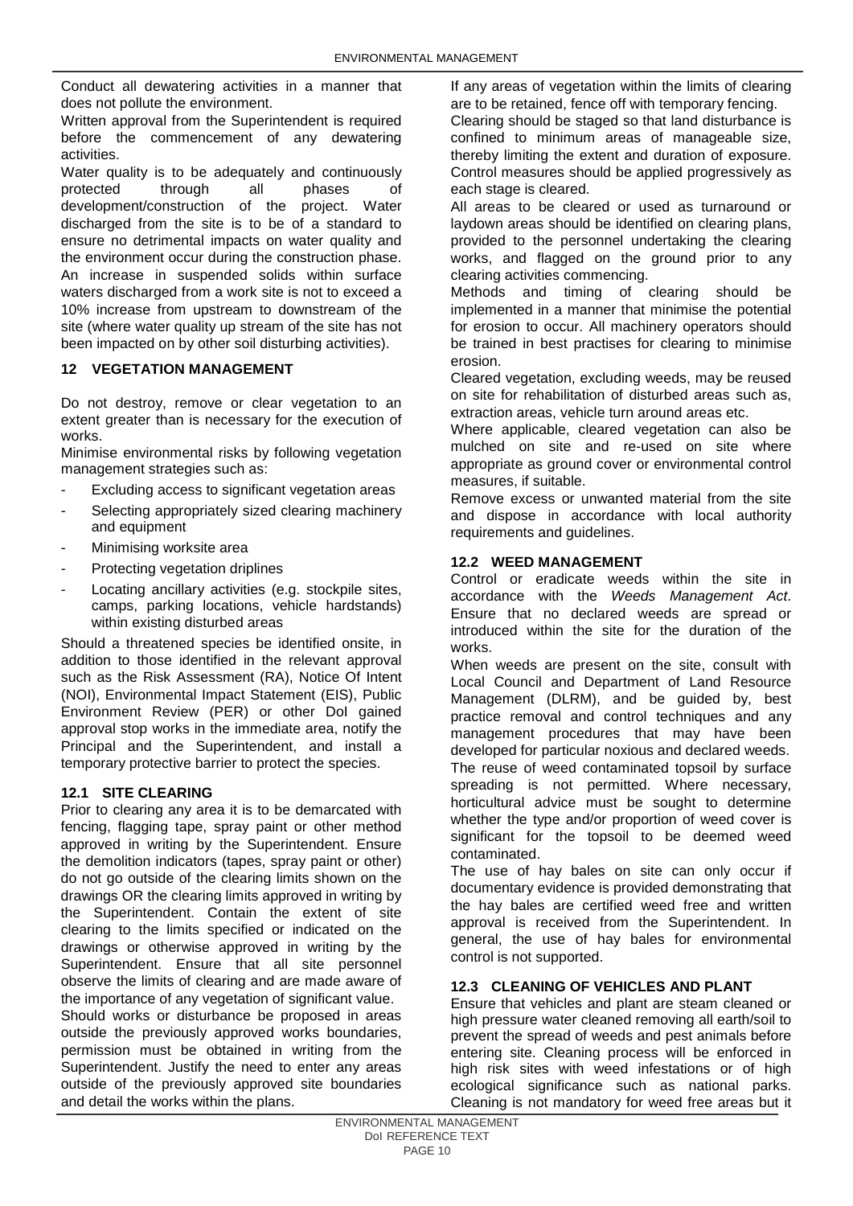Conduct all dewatering activities in a manner that does not pollute the environment.

Written approval from the Superintendent is required before the commencement of any dewatering activities.

Water quality is to be adequately and continuously protected through all phases of development/construction of the project. Water discharged from the site is to be of a standard to ensure no detrimental impacts on water quality and the environment occur during the construction phase. An increase in suspended solids within surface waters discharged from a work site is not to exceed a 10% increase from upstream to downstream of the site (where water quality up stream of the site has not been impacted on by other soil disturbing activities).

## 12 VEGETATION MANAGEMENT

Do not destroy, remove or clear vegetation to an extent greater than is necessary for the execution of works.

Minimise environmental risks by following vegetation management strategies such as:

- Excluding access to significant vegetation areas
- Selecting appropriately sized clearing machinery and equipment
- Minimising worksite area
- Protecting vegetation driplines
- Locating ancillary activities (e.g. stockpile sites, camps, parking locations, vehicle hardstands) within existing disturbed areas

Should a threatened species be identified onsite, in addition to those identified in the relevant approval such as the Risk Assessment (RA), Notice Of Intent (NOI), Environmental Impact Statement (EIS), Public Environment Review (PER) or other DoI gained approval stop works in the immediate area, notify the Principal and the Superintendent, and install a temporary protective barrier to protect the species.

### 12.1 SITE CLEARING

Prior to clearing any area it is to be demarcated with fencing, flagging tape, spray paint or other method approved in writing by the Superintendent. Ensure the demolition indicators (tapes, spray paint or other) do not go outside of the clearing limits shown on the drawings OR the clearing limits approved in writing by the Superintendent. Contain the extent of site clearing to the limits specified or indicated on the drawings or otherwise approved in writing by the Superintendent. Ensure that all site personnel observe the limits of clearing and are made aware of the importance of any vegetation of significant value.

Should works or disturbance be proposed in areas outside the previously approved works boundaries, permission must be obtained in writing from the Superintendent. Justify the need to enter any areas outside of the previously approved site boundaries and detail the works within the plans.

If any areas of vegetation within the limits of clearing are to be retained, fence off with temporary fencing.

Clearing should be staged so that land disturbance is confined to minimum areas of manageable size, thereby limiting the extent and duration of exposure. Control measures should be applied progressively as each stage is cleared.

All areas to be cleared or used as turnaround or laydown areas should be identified on clearing plans, provided to the personnel undertaking the clearing works, and flagged on the ground prior to any clearing activities commencing.

Methods and timing of clearing should be implemented in a manner that minimise the potential for erosion to occur. All machinery operators should be trained in best practises for clearing to minimise erosion.

Cleared vegetation, excluding weeds, may be reused on site for rehabilitation of disturbed areas such as, extraction areas, vehicle turn around areas etc.

Where applicable, cleared vegetation can also be mulched on site and re-used on site where appropriate as ground cover or environmental control measures, if suitable.

Remove excess or unwanted material from the site and dispose in accordance with local authority requirements and guidelines.

### 12.2 WEED MANAGEMENT

Control or eradicate weeds within the site in accordance with the *Weeds Management Act*. Ensure that no declared weeds are spread or introduced within the site for the duration of the works.

When weeds are present on the site, consult with Local Council and Department of Land Resource Management (DLRM), and be guided by, best practice removal and control techniques and any management procedures that may have been developed for particular noxious and declared weeds.

The reuse of weed contaminated topsoil by surface spreading is not permitted. Where necessary, horticultural advice must be sought to determine whether the type and/or proportion of weed cover is significant for the topsoil to be deemed weed contaminated.

The use of hay bales on site can only occur if documentary evidence is provided demonstrating that the hay bales are certified weed free and written approval is received from the Superintendent. In general, the use of hay bales for environmental control is not supported.

### 12.3 CLEANING OF VEHICLES AND PLANT

Ensure that vehicles and plant are steam cleaned or high pressure water cleaned removing all earth/soil to prevent the spread of weeds and pest animals before entering site. Cleaning process will be enforced in high risk sites with weed infestations or of high ecological significance such as national parks. Cleaning is not mandatory for weed free areas but it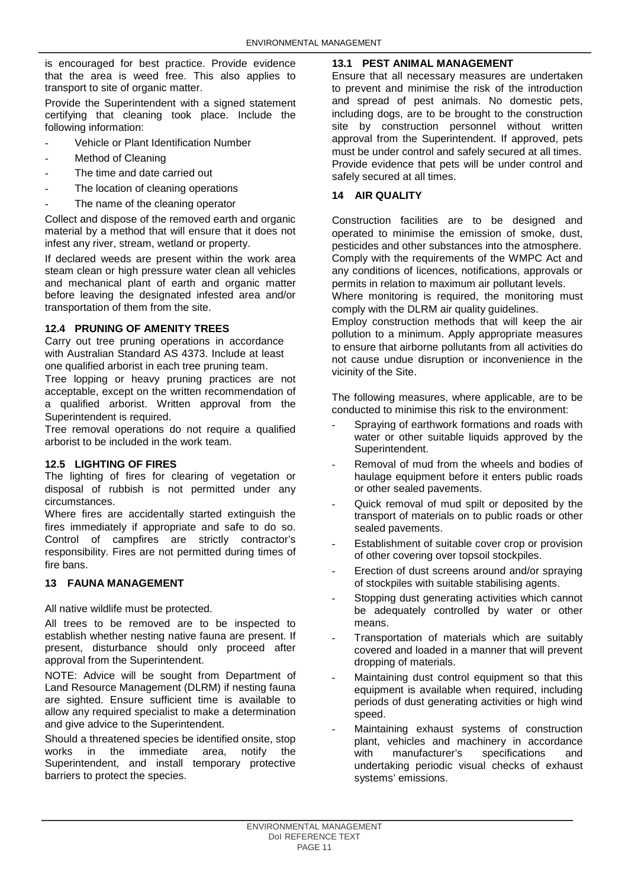is encouraged for best practice. Provide evidence that the area is weed free. This also applies to transport to site of organic matter.

Provide the Superintendent with a signed statement certifying that cleaning took place. Include the following information:

- Vehicle or Plant Identification Number
- Method of Cleaning
- The time and date carried out
- The location of cleaning operations
- The name of the cleaning operator

Collect and dispose of the removed earth and organic material by a method that will ensure that it does not infest any river, stream, wetland or property.

If declared weeds are present within the work area steam clean or high pressure water clean all vehicles and mechanical plant of earth and organic matter before leaving the designated infested area and/or transportation of them from the site.

### 12.4 PRUNING OF AMENITY TREES

Carry out tree pruning operations in accordance with Australian Standard AS 4373. Include at least one qualified arborist in each tree pruning team.

Tree lopping or heavy pruning practices are not acceptable, except on the written recommendation of a qualified arborist. Written approval from the Superintendent is required.

Tree removal operations do not require a qualified arborist to be included in the work team.

### 12.5 LIGHTING OF FIRES

The lighting of fires for clearing of vegetation or disposal of rubbish is not permitted under any circumstances.

Where fires are accidentally started extinguish the fires immediately if appropriate and safe to do so. Control of campfires are strictly contractor's responsibility. Fires are not permitted during times of fire bans.

## 13 FAUNA MANAGEMENT

All native wildlife must be protected.

All trees to be removed are to be inspected to establish whether nesting native fauna are present. If present, disturbance should only proceed after approval from the Superintendent.

NOTE: Advice will be sought from Department of Land Resource Management (DLRM) if nesting fauna are sighted. Ensure sufficient time is available to allow any required specialist to make a determination and give advice to the Superintendent.

Should a threatened species be identified onsite, stop works in the immediate area, notify the Superintendent, and install temporary protective barriers to protect the species.

### 13.1 PEST ANIMAL MANAGEMENT

Ensure that all necessary measures are undertaken to prevent and minimise the risk of the introduction and spread of pest animals. No domestic pets, including dogs, are to be brought to the construction site by construction personnel without written approval from the Superintendent. If approved, pets must be under control and safely secured at all times. Provide evidence that pets will be under control and safely secured at all times.

## 14 AIR QUALITY

Construction facilities are to be designed and operated to minimise the emission of smoke, dust, pesticides and other substances into the atmosphere. Comply with the requirements of the WMPC Act and any conditions of licences, notifications, approvals or permits in relation to maximum air pollutant levels.

Where monitoring is required, the monitoring must comply with the DLRM air quality guidelines.

Employ construction methods that will keep the air pollution to a minimum. Apply appropriate measures to ensure that airborne pollutants from all activities do not cause undue disruption or inconvenience in the vicinity of the Site.

The following measures, where applicable, are to be conducted to minimise this risk to the environment:

- Spraying of earthwork formations and roads with water or other suitable liquids approved by the Superintendent.
- Removal of mud from the wheels and bodies of haulage equipment before it enters public roads or other sealed pavements.
- Quick removal of mud spilt or deposited by the transport of materials on to public roads or other sealed pavements.
- Establishment of suitable cover crop or provision of other covering over topsoil stockpiles.
- Erection of dust screens around and/or spraying of stockpiles with suitable stabilising agents.
- Stopping dust generating activities which cannot be adequately controlled by water or other means.
- Transportation of materials which are suitably covered and loaded in a manner that will prevent dropping of materials.
- Maintaining dust control equipment so that this equipment is available when required, including periods of dust generating activities or high wind speed.
- Maintaining exhaust systems of construction plant, vehicles and machinery in accordance with manufacturer's specifications and undertaking periodic visual checks of exhaust systems' emissions.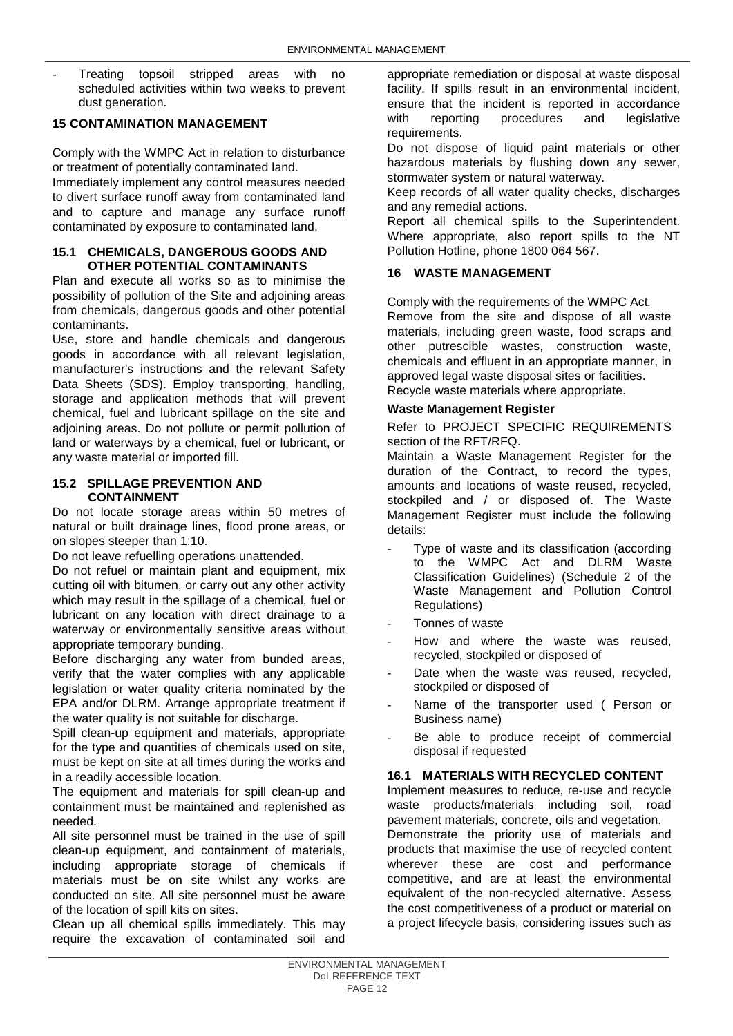- Treating topsoil stripped areas with no scheduled activities within two weeks to prevent dust generation.

## 15 CONTAMINATION MANAGEMENT

Comply with the WMPC Act in relation to disturbance or treatment of potentially contaminated land.

Immediately implement any control measures needed to divert surface runoff away from contaminated land and to capture and manage any surface runoff contaminated by exposure to contaminated land.

### 15.1 CHEMICALS, DANGEROUS GOODS AND OTHER POTENTIAL CONTAMINANTS

Plan and execute all works so as to minimise the possibility of pollution of the Site and adjoining areas from chemicals, dangerous goods and other potential contaminants.

Use, store and handle chemicals and dangerous goods in accordance with all relevant legislation, manufacturer's instructions and the relevant Safety Data Sheets (SDS). Employ transporting, handling, storage and application methods that will prevent chemical, fuel and lubricant spillage on the site and adjoining areas. Do not pollute or permit pollution of land or waterways by a chemical, fuel or lubricant, or any waste material or imported fill.

### 15.2 SPILLAGE PREVENTION AND CONTAINMENT

Do not locate storage areas within 50 metres of natural or built drainage lines, flood prone areas, or on slopes steeper than 1:10.

Do not leave refuelling operations unattended.

Do not refuel or maintain plant and equipment, mix cutting oil with bitumen, or carry out any other activity which may result in the spillage of a chemical, fuel or lubricant on any location with direct drainage to a waterway or environmentally sensitive areas without appropriate temporary bunding.

Before discharging any water from bunded areas, verify that the water complies with any applicable legislation or water quality criteria nominated by the EPA and/or DLRM. Arrange appropriate treatment if the water quality is not suitable for discharge.

Spill clean-up equipment and materials, appropriate for the type and quantities of chemicals used on site, must be kept on site at all times during the works and in a readily accessible location.

The equipment and materials for spill clean-up and containment must be maintained and replenished as needed.

All site personnel must be trained in the use of spill clean-up equipment, and containment of materials, including appropriate storage of chemicals if materials must be on site whilst any works are conducted on site. All site personnel must be aware of the location of spill kits on sites.

Clean up all chemical spills immediately. This may require the excavation of contaminated soil and appropriate remediation or disposal at waste disposal facility. If spills result in an environmental incident, ensure that the incident is reported in accordance with reporting procedures and legislative requirements.

Do not dispose of liquid paint materials or other hazardous materials by flushing down any sewer, stormwater system or natural waterway.

Keep records of all water quality checks, discharges and any remedial actions.

Report all chemical spills to the Superintendent. Where appropriate, also report spills to the NT Pollution Hotline, phone 1800 064 567.

## 16 WASTE MANAGEMENT

Comply with the requirements of the WMPC Act.

Remove from the site and dispose of all waste materials, including green waste, food scraps and other putrescible wastes, construction waste, chemicals and effluent in an appropriate manner, in approved legal waste disposal sites or facilities.

Recycle waste materials where appropriate.

**Waste Management Register**

Refer to PROJECT SPECIFIC REQUIREMENTS section of the RFT/RFQ.

Maintain a Waste Management Register for the duration of the Contract, to record the types, amounts and locations of waste reused, recycled, stockpiled and / or disposed of. The Waste Management Register must include the following details:

- Type of waste and its classification (according to the WMPC Act and DLRM Waste Classification Guidelines) (Schedule 2 of the Waste Management and Pollution Control Regulations)
- Tonnes of waste
- How and where the waste was reused, recycled, stockpiled or disposed of
- Date when the waste was reused, recycled, stockpiled or disposed of
- Name of the transporter used ( Person or Business name)
- Be able to produce receipt of commercial disposal if requested

### 16.1 MATERIALS WITH RECYCLED CONTENT

Implement measures to reduce, re-use and recycle waste products/materials including soil, road pavement materials, concrete, oils and vegetation.

Demonstrate the priority use of materials and products that maximise the use of recycled content wherever these are cost and performance competitive, and are at least the environmental equivalent of the non-recycled alternative. Assess the cost competitiveness of a product or material on a project lifecycle basis, considering issues such as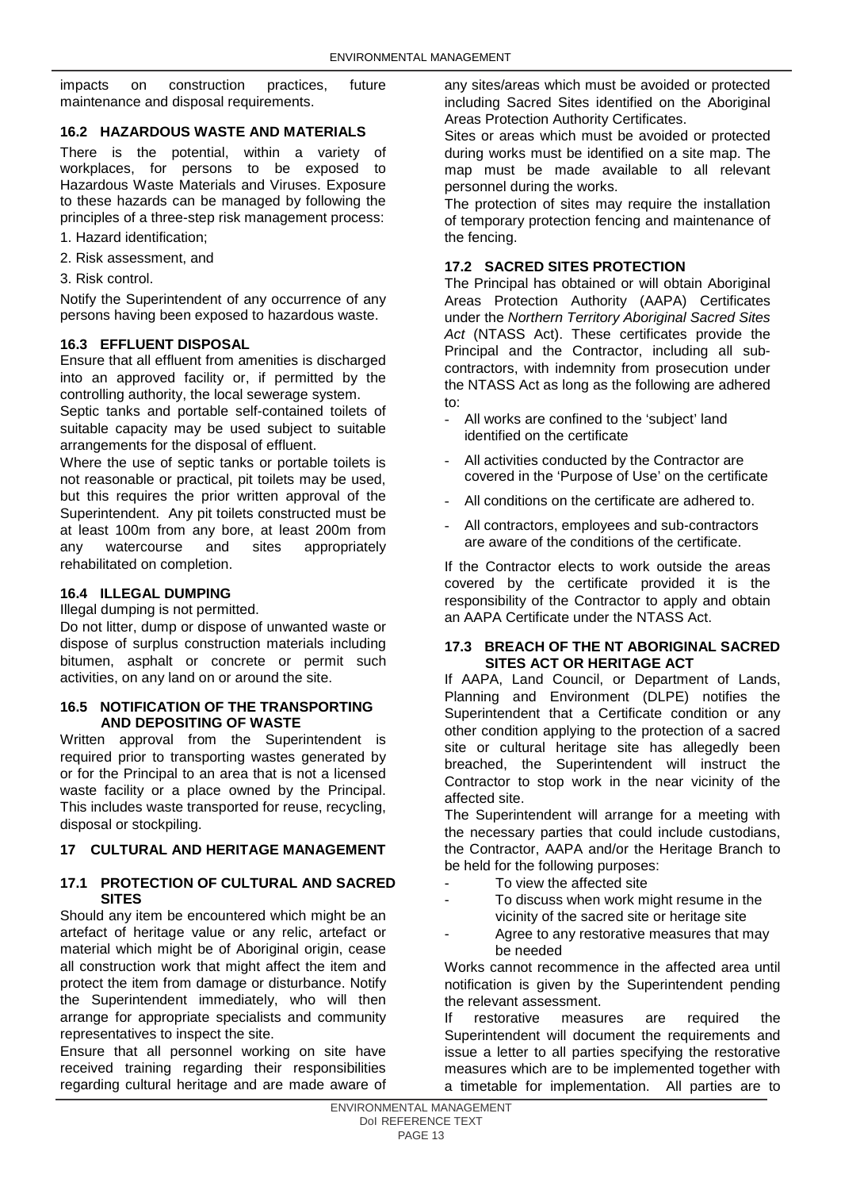impacts on construction practices, future maintenance and disposal requirements.

### 16.2 HAZARDOUS WASTE AND MATERIALS

There is the potential, within a variety of workplaces, for persons to be exposed to Hazardous Waste Materials and Viruses. Exposure to these hazards can be managed by following the principles of a three-step risk management process:

1. Hazard identification;
2. Risk assessment, and
3. Risk control.

Notify the Superintendent of any occurrence of any persons having been exposed to hazardous waste.

### 16.3 EFFLUENT DISPOSAL

Ensure that all effluent from amenities is discharged into an approved facility or, if permitted by the controlling authority, the local sewerage system.

Septic tanks and portable self-contained toilets of suitable capacity may be used subject to suitable arrangements for the disposal of effluent.

Where the use of septic tanks or portable toilets is not reasonable or practical, pit toilets may be used, but this requires the prior written approval of the Superintendent. Any pit toilets constructed must be at least 100m from any bore, at least 200m from any watercourse and sites appropriately rehabilitated on completion.

### 16.4 ILLEGAL DUMPING

Illegal dumping is not permitted.

Do not litter, dump or dispose of unwanted waste or dispose of surplus construction materials including bitumen, asphalt or concrete or permit such activities, on any land on or around the site.

### 16.5 NOTIFICATION OF THE TRANSPORTING AND DEPOSITING OF WASTE

Written approval from the Superintendent is required prior to transporting wastes generated by or for the Principal to an area that is not a licensed waste facility or a place owned by the Principal. This includes waste transported for reuse, recycling, disposal or stockpiling.

## 17 CULTURAL AND HERITAGE MANAGEMENT

### 17.1 PROTECTION OF CULTURAL AND SACRED SITES

Should any item be encountered which might be an artefact of heritage value or any relic, artefact or material which might be of Aboriginal origin, cease all construction work that might affect the item and protect the item from damage or disturbance. Notify the Superintendent immediately, who will then arrange for appropriate specialists and community representatives to inspect the site.

Ensure that all personnel working on site have received training regarding their responsibilities regarding cultural heritage and are made aware of any sites/areas which must be avoided or protected including Sacred Sites identified on the Aboriginal Areas Protection Authority Certificates.

Sites or areas which must be avoided or protected during works must be identified on a site map. The map must be made available to all relevant personnel during the works.

The protection of sites may require the installation of temporary protection fencing and maintenance of the fencing.

### 17.2 SACRED SITES PROTECTION

The Principal has obtained or will obtain Aboriginal Areas Protection Authority (AAPA) Certificates under the *Northern Territory Aboriginal Sacred Sites Act* (NTASS Act). These certificates provide the Principal and the Contractor, including all sub-contractors, with indemnity from prosecution under the NTASS Act as long as the following are adhered to:

- All works are confined to the 'subject' land identified on the certificate
- All activities conducted by the Contractor are covered in the 'Purpose of Use' on the certificate
- All conditions on the certificate are adhered to.
- All contractors, employees and sub-contractors are aware of the conditions of the certificate.

If the Contractor elects to work outside the areas covered by the certificate provided it is the responsibility of the Contractor to apply and obtain an AAPA Certificate under the NTASS Act.

### 17.3 BREACH OF THE NT ABORIGINAL SACRED SITES ACT OR HERITAGE ACT

If AAPA, Land Council, or Department of Lands, Planning and Environment (DLPE) notifies the Superintendent that a Certificate condition or any other condition applying to the protection of a sacred site or cultural heritage site has allegedly been breached, the Superintendent will instruct the Contractor to stop work in the near vicinity of the affected site.

The Superintendent will arrange for a meeting with the necessary parties that could include custodians, the Contractor, AAPA and/or the Heritage Branch to be held for the following purposes:

- To view the affected site
- To discuss when work might resume in the vicinity of the sacred site or heritage site
- Agree to any restorative measures that may be needed

Works cannot recommence in the affected area until notification is given by the Superintendent pending the relevant assessment.

If restorative measures are required the Superintendent will document the requirements and issue a letter to all parties specifying the restorative measures which are to be implemented together with a timetable for implementation. All parties are to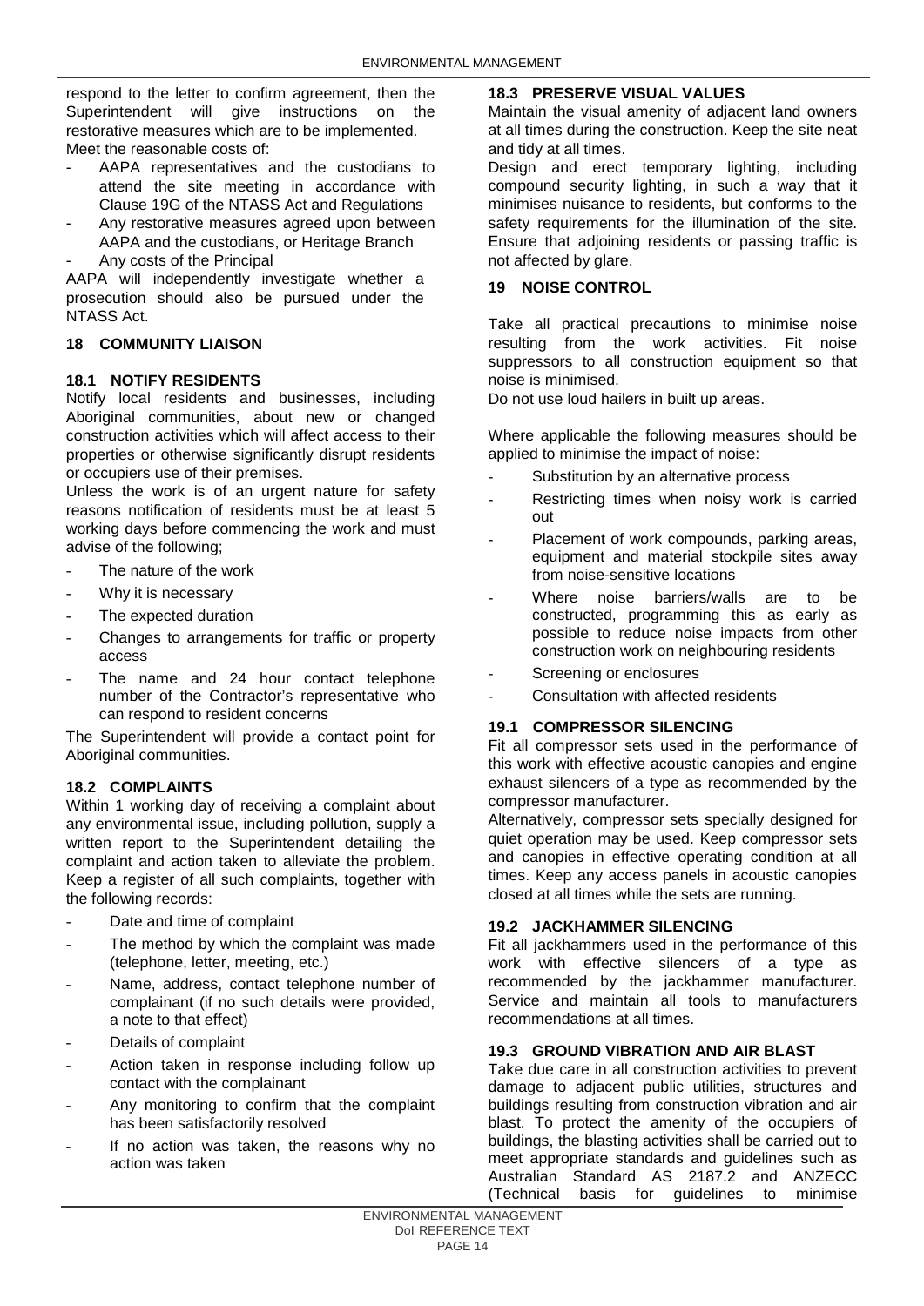respond to the letter to confirm agreement, then the Superintendent will give instructions on the restorative measures which are to be implemented.

Meet the reasonable costs of:

- AAPA representatives and the custodians to attend the site meeting in accordance with Clause 19G of the NTASS Act and Regulations
- Any restorative measures agreed upon between AAPA and the custodians, or Heritage Branch
- Any costs of the Principal

AAPA will independently investigate whether a prosecution should also be pursued under the NTASS Act.

## 18 COMMUNITY LIAISON

### 18.1 NOTIFY RESIDENTS

Notify local residents and businesses, including Aboriginal communities, about new or changed construction activities which will affect access to their properties or otherwise significantly disrupt residents or occupiers use of their premises.

Unless the work is of an urgent nature for safety reasons notification of residents must be at least 5 working days before commencing the work and must advise of the following;

- The nature of the work
- Why it is necessary
- The expected duration
- Changes to arrangements for traffic or property access
- The name and 24 hour contact telephone number of the Contractor's representative who can respond to resident concerns

The Superintendent will provide a contact point for Aboriginal communities.

### 18.2 COMPLAINTS

Within 1 working day of receiving a complaint about any environmental issue, including pollution, supply a written report to the Superintendent detailing the complaint and action taken to alleviate the problem. Keep a register of all such complaints, together with the following records:

- Date and time of complaint
- The method by which the complaint was made (telephone, letter, meeting, etc.)
- Name, address, contact telephone number of complainant (if no such details were provided, a note to that effect)
- Details of complaint
- Action taken in response including follow up contact with the complainant
- Any monitoring to confirm that the complaint has been satisfactorily resolved
- If no action was taken, the reasons why no action was taken

### 18.3 PRESERVE VISUAL VALUES

Maintain the visual amenity of adjacent land owners at all times during the construction. Keep the site neat and tidy at all times.

Design and erect temporary lighting, including compound security lighting, in such a way that it minimises nuisance to residents, but conforms to the safety requirements for the illumination of the site. Ensure that adjoining residents or passing traffic is not affected by glare.

## 19 NOISE CONTROL

Take all practical precautions to minimise noise resulting from the work activities. Fit noise suppressors to all construction equipment so that noise is minimised.

Do not use loud hailers in built up areas.

Where applicable the following measures should be applied to minimise the impact of noise:

- Substitution by an alternative process
- Restricting times when noisy work is carried out
- Placement of work compounds, parking areas, equipment and material stockpile sites away from noise-sensitive locations
- Where noise barriers/walls are to be constructed, programming this as early as possible to reduce noise impacts from other construction work on neighbouring residents
- Screening or enclosures
- Consultation with affected residents

### 19.1 COMPRESSOR SILENCING

Fit all compressor sets used in the performance of this work with effective acoustic canopies and engine exhaust silencers of a type as recommended by the compressor manufacturer.

Alternatively, compressor sets specially designed for quiet operation may be used. Keep compressor sets and canopies in effective operating condition at all times. Keep any access panels in acoustic canopies closed at all times while the sets are running.

### 19.2 JACKHAMMER SILENCING

Fit all jackhammers used in the performance of this work with effective silencers of a type as recommended by the jackhammer manufacturer. Service and maintain all tools to manufacturers recommendations at all times.

### 19.3 GROUND VIBRATION AND AIR BLAST

Take due care in all construction activities to prevent damage to adjacent public utilities, structures and buildings resulting from construction vibration and air blast. To protect the amenity of the occupiers of buildings, the blasting activities shall be carried out to meet appropriate standards and guidelines such as Australian Standard AS 2187.2 and ANZECC (Technical basis for guidelines to minimise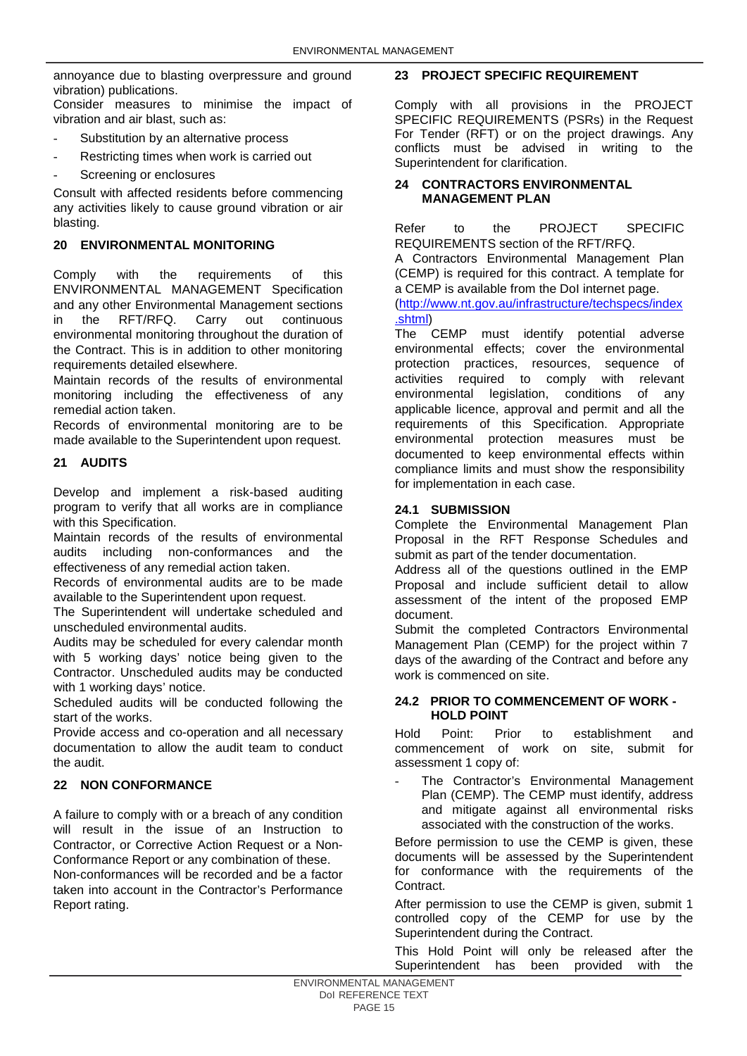annoyance due to blasting overpressure and ground vibration) publications.

Consider measures to minimise the impact of vibration and air blast, such as:

- Substitution by an alternative process
- Restricting times when work is carried out
- Screening or enclosures

Consult with affected residents before commencing any activities likely to cause ground vibration or air blasting.

## 20 ENVIRONMENTAL MONITORING

Comply with the requirements of this ENVIRONMENTAL MANAGEMENT Specification and any other Environmental Management sections in the RFT/RFQ. Carry out continuous environmental monitoring throughout the duration of the Contract. This is in addition to other monitoring requirements detailed elsewhere.

Maintain records of the results of environmental monitoring including the effectiveness of any remedial action taken.

Records of environmental monitoring are to be made available to the Superintendent upon request.

## 21 AUDITS

Develop and implement a risk-based auditing program to verify that all works are in compliance with this Specification.

Maintain records of the results of environmental audits including non-conformances and the effectiveness of any remedial action taken.

Records of environmental audits are to be made available to the Superintendent upon request.

The Superintendent will undertake scheduled and unscheduled environmental audits.

Audits may be scheduled for every calendar month with 5 working days' notice being given to the Contractor. Unscheduled audits may be conducted with 1 working days' notice.

Scheduled audits will be conducted following the start of the works.

Provide access and co-operation and all necessary documentation to allow the audit team to conduct the audit.

## 22 NON CONFORMANCE

A failure to comply with or a breach of any condition will result in the issue of an Instruction to Contractor, or Corrective Action Request or a Non-Conformance Report or any combination of these.

Non-conformances will be recorded and be a factor taken into account in the Contractor's Performance Report rating.

## 23 PROJECT SPECIFIC REQUIREMENT

Comply with all provisions in the PROJECT SPECIFIC REQUIREMENTS (PSRs) in the Request For Tender (RFT) or on the project drawings. Any conflicts must be advised in writing to the Superintendent for clarification.

## 24 CONTRACTORS ENVIRONMENTAL MANAGEMENT PLAN

Refer to the PROJECT SPECIFIC REQUIREMENTS section of the RFT/RFQ.

A Contractors Environmental Management Plan (CEMP) is required for this contract. A template for a CEMP is available from the DoI internet page. (http://www.nt.gov.au/infrastructure/techspecs/index.shtml)

The CEMP must identify potential adverse environmental effects; cover the environmental protection practices, resources, sequence of activities required to comply with relevant environmental legislation, conditions of any applicable licence, approval and permit and all the requirements of this Specification. Appropriate environmental protection measures must be documented to keep environmental effects within compliance limits and must show the responsibility for implementation in each case.

### 24.1 SUBMISSION

Complete the Environmental Management Plan Proposal in the RFT Response Schedules and submit as part of the tender documentation.

Address all of the questions outlined in the EMP Proposal and include sufficient detail to allow assessment of the intent of the proposed EMP document.

Submit the completed Contractors Environmental Management Plan (CEMP) for the project within 7 days of the awarding of the Contract and before any work is commenced on site.

### 24.2 PRIOR TO COMMENCEMENT OF WORK - HOLD POINT

Hold Point: Prior to establishment and commencement of work on site, submit for assessment 1 copy of:

- The Contractor's Environmental Management Plan (CEMP). The CEMP must identify, address and mitigate against all environmental risks associated with the construction of the works.

Before permission to use the CEMP is given, these documents will be assessed by the Superintendent for conformance with the requirements of the Contract.

After permission to use the CEMP is given, submit 1 controlled copy of the CEMP for use by the Superintendent during the Contract.

This Hold Point will only be released after the Superintendent has been provided with the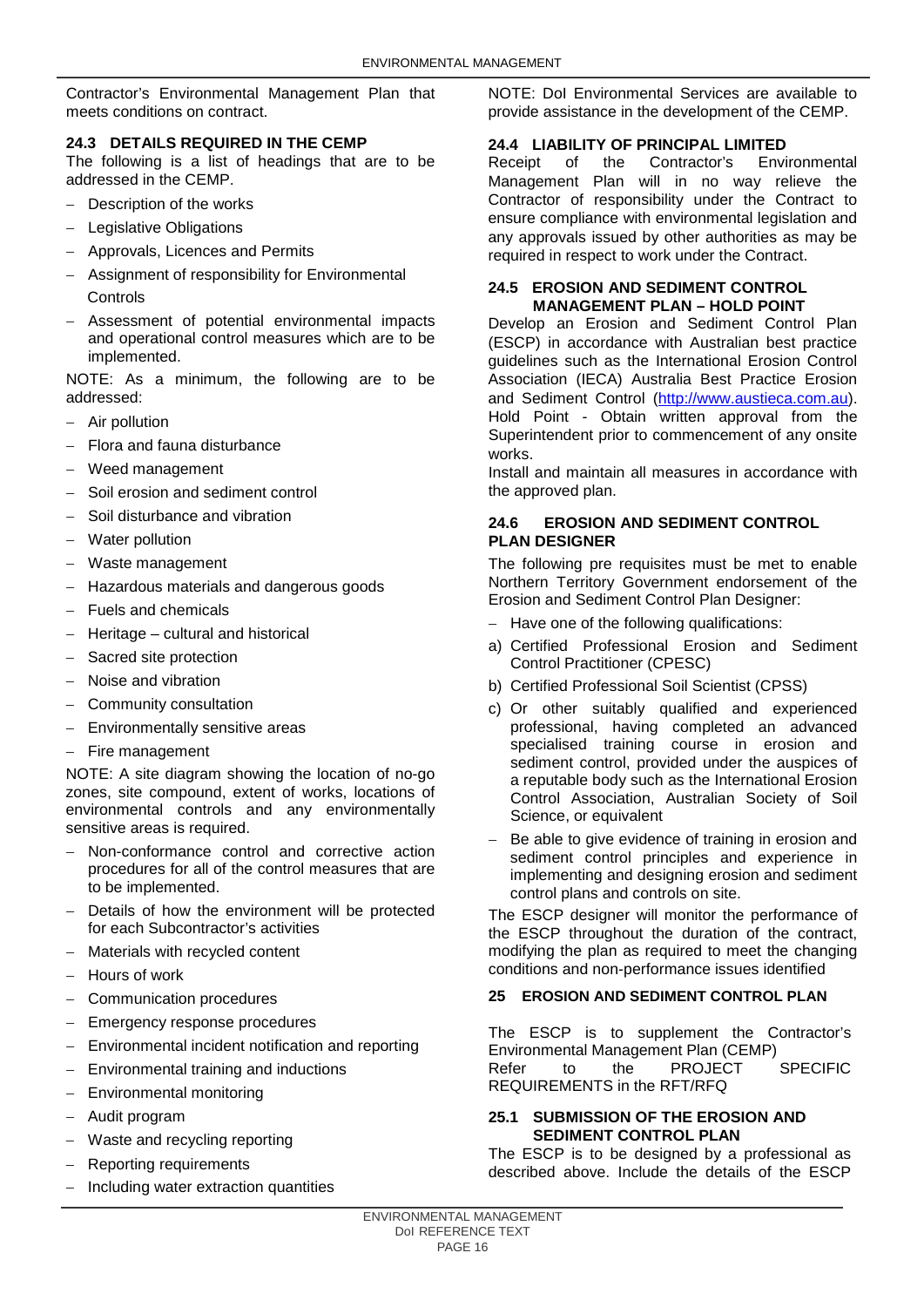Contractor's Environmental Management Plan that meets conditions on contract.

### 24.3 DETAILS REQUIRED IN THE CEMP

The following is a list of headings that are to be addressed in the CEMP.

- Description of the works
- Legislative Obligations
- Approvals, Licences and Permits
- Assignment of responsibility for Environmental Controls
- Assessment of potential environmental impacts and operational control measures which are to be implemented.

NOTE: As a minimum, the following are to be addressed:

- Air pollution
- Flora and fauna disturbance
- Weed management
- Soil erosion and sediment control
- Soil disturbance and vibration
- Water pollution
- Waste management
- Hazardous materials and dangerous goods
- Fuels and chemicals
- Heritage – cultural and historical
- Sacred site protection
- Noise and vibration
- Community consultation
- Environmentally sensitive areas
- Fire management

NOTE: A site diagram showing the location of no-go zones, site compound, extent of works, locations of environmental controls and any environmentally sensitive areas is required.

- Non-conformance control and corrective action procedures for all of the control measures that are to be implemented.
- Details of how the environment will be protected for each Subcontractor's activities
- Materials with recycled content
- Hours of work
- Communication procedures
- Emergency response procedures
- Environmental incident notification and reporting
- Environmental training and inductions
- Environmental monitoring
- Audit program
- Waste and recycling reporting
- Reporting requirements
- Including water extraction quantities

NOTE: DoI Environmental Services are available to provide assistance in the development of the CEMP.

### 24.4 LIABILITY OF PRINCIPAL LIMITED

Receipt of the Contractor's Environmental Management Plan will in no way relieve the Contractor of responsibility under the Contract to ensure compliance with environmental legislation and any approvals issued by other authorities as may be required in respect to work under the Contract.

### 24.5 EROSION AND SEDIMENT CONTROL MANAGEMENT PLAN – HOLD POINT

Develop an Erosion and Sediment Control Plan (ESCP) in accordance with Australian best practice guidelines such as the International Erosion Control Association (IECA) Australia Best Practice Erosion and Sediment Control (http://www.austieca.com.au).
Hold Point - Obtain written approval from the Superintendent prior to commencement of any onsite works.
Install and maintain all measures in accordance with the approved plan.

### 24.6 EROSION AND SEDIMENT CONTROL PLAN DESIGNER

The following pre requisites must be met to enable Northern Territory Government endorsement of the Erosion and Sediment Control Plan Designer:

- Have one of the following qualifications:

a) Certified Professional Erosion and Sediment Control Practitioner (CPESC)
b) Certified Professional Soil Scientist (CPSS)
c) Or other suitably qualified and experienced professional, having completed an advanced specialised training course in erosion and sediment control, provided under the auspices of a reputable body such as the International Erosion Control Association, Australian Society of Soil Science, or equivalent

- Be able to give evidence of training in erosion and sediment control principles and experience in implementing and designing erosion and sediment control plans and controls on site.

The ESCP designer will monitor the performance of the ESCP throughout the duration of the contract, modifying the plan as required to meet the changing conditions and non-performance issues identified

## 25 EROSION AND SEDIMENT CONTROL PLAN

The ESCP is to supplement the Contractor's Environmental Management Plan (CEMP)
Refer to the PROJECT SPECIFIC REQUIREMENTS in the RFT/RFQ

### 25.1 SUBMISSION OF THE EROSION AND SEDIMENT CONTROL PLAN

The ESCP is to be designed by a professional as described above. Include the details of the ESCP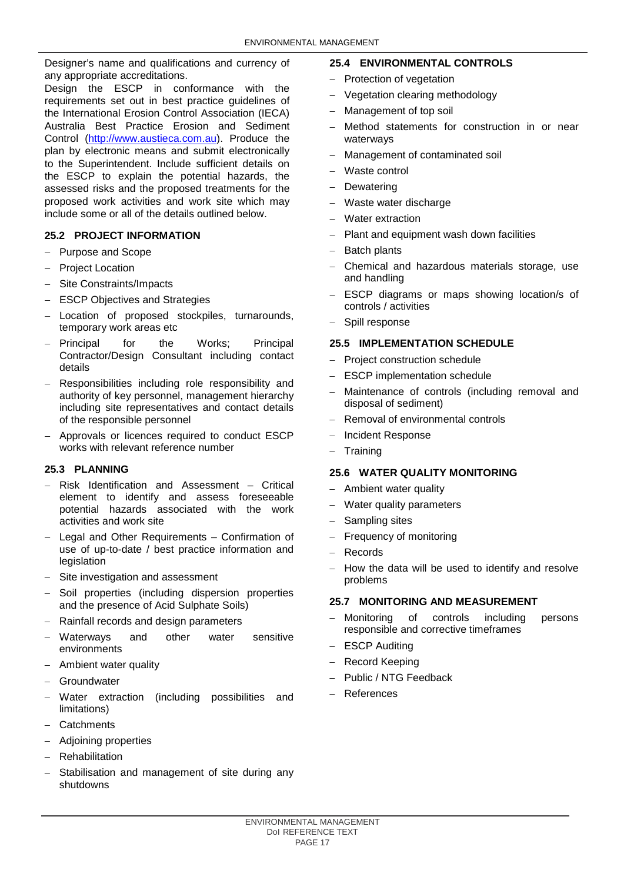Designer's name and qualifications and currency of any appropriate accreditations.

Design the ESCP in conformance with the requirements set out in best practice guidelines of the International Erosion Control Association (IECA) Australia Best Practice Erosion and Sediment Control (http://www.austieca.com.au). Produce the plan by electronic means and submit electronically to the Superintendent. Include sufficient details on the ESCP to explain the potential hazards, the assessed risks and the proposed treatments for the proposed work activities and work site which may include some or all of the details outlined below.

### 25.2 PROJECT INFORMATION

- Purpose and Scope
- Project Location
- Site Constraints/Impacts
- ESCP Objectives and Strategies
- Location of proposed stockpiles, turnarounds, temporary work areas etc
- Principal for the Works; Principal Contractor/Design Consultant including contact details
- Responsibilities including role responsibility and authority of key personnel, management hierarchy including site representatives and contact details of the responsible personnel
- Approvals or licences required to conduct ESCP works with relevant reference number

### 25.3 PLANNING

- Risk Identification and Assessment – Critical element to identify and assess foreseeable potential hazards associated with the work activities and work site
- Legal and Other Requirements – Confirmation of use of up-to-date / best practice information and legislation
- Site investigation and assessment
- Soil properties (including dispersion properties and the presence of Acid Sulphate Soils)
- Rainfall records and design parameters
- Waterways and other water sensitive environments
- Ambient water quality
- Groundwater
- Water extraction (including possibilities and limitations)
- Catchments
- Adjoining properties
- Rehabilitation
- Stabilisation and management of site during any shutdowns

### 25.4 ENVIRONMENTAL CONTROLS

- Protection of vegetation
- Vegetation clearing methodology
- Management of top soil
- Method statements for construction in or near waterways
- Management of contaminated soil
- Waste control
- Dewatering
- Waste water discharge
- Water extraction
- Plant and equipment wash down facilities
- Batch plants
- Chemical and hazardous materials storage, use and handling
- ESCP diagrams or maps showing location/s of controls / activities
- Spill response

### 25.5 IMPLEMENTATION SCHEDULE

- Project construction schedule
- ESCP implementation schedule
- Maintenance of controls (including removal and disposal of sediment)
- Removal of environmental controls
- Incident Response
- Training

### 25.6 WATER QUALITY MONITORING

- Ambient water quality
- Water quality parameters
- Sampling sites
- Frequency of monitoring
- Records
- How the data will be used to identify and resolve problems

### 25.7 MONITORING AND MEASUREMENT

- Monitoring of controls including persons responsible and corrective timeframes
- ESCP Auditing
- Record Keeping
- Public / NTG Feedback
- References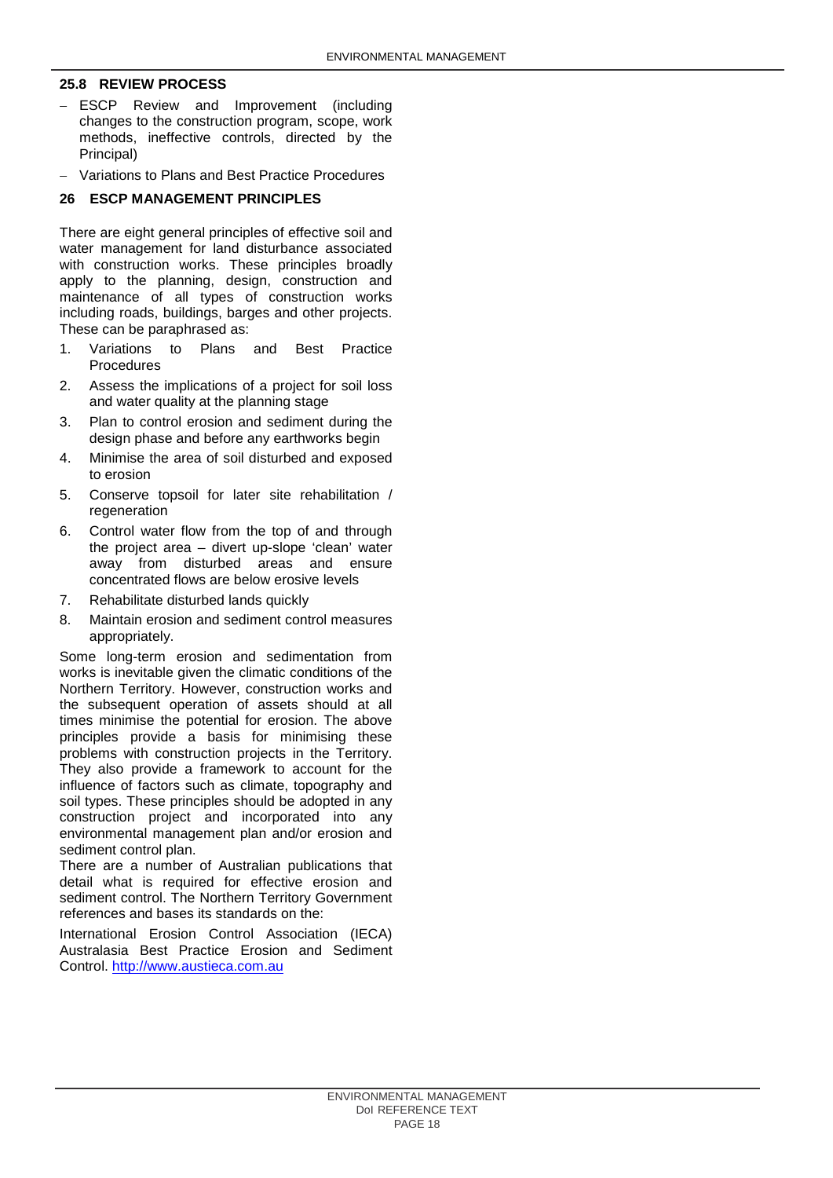### 25.8 REVIEW PROCESS

- ESCP Review and Improvement (including changes to the construction program, scope, work methods, ineffective controls, directed by the Principal)
- Variations to Plans and Best Practice Procedures

## 26 ESCP MANAGEMENT PRINCIPLES

There are eight general principles of effective soil and water management for land disturbance associated with construction works. These principles broadly apply to the planning, design, construction and maintenance of all types of construction works including roads, buildings, barges and other projects. These can be paraphrased as:

1. Variations to Plans and Best Practice Procedures
2. Assess the implications of a project for soil loss and water quality at the planning stage
3. Plan to control erosion and sediment during the design phase and before any earthworks begin
4. Minimise the area of soil disturbed and exposed to erosion
5. Conserve topsoil for later site rehabilitation / regeneration
6. Control water flow from the top of and through the project area – divert up-slope 'clean' water away from disturbed areas and ensure concentrated flows are below erosive levels
7. Rehabilitate disturbed lands quickly
8. Maintain erosion and sediment control measures appropriately.

Some long-term erosion and sedimentation from works is inevitable given the climatic conditions of the Northern Territory. However, construction works and the subsequent operation of assets should at all times minimise the potential for erosion. The above principles provide a basis for minimising these problems with construction projects in the Territory. They also provide a framework to account for the influence of factors such as climate, topography and soil types. These principles should be adopted in any construction project and incorporated into any environmental management plan and/or erosion and sediment control plan.

There are a number of Australian publications that detail what is required for effective erosion and sediment control. The Northern Territory Government references and bases its standards on the:

International Erosion Control Association (IECA) Australasia Best Practice Erosion and Sediment Control. [http://www.austieca.com.au](http://www.austieca.com.au)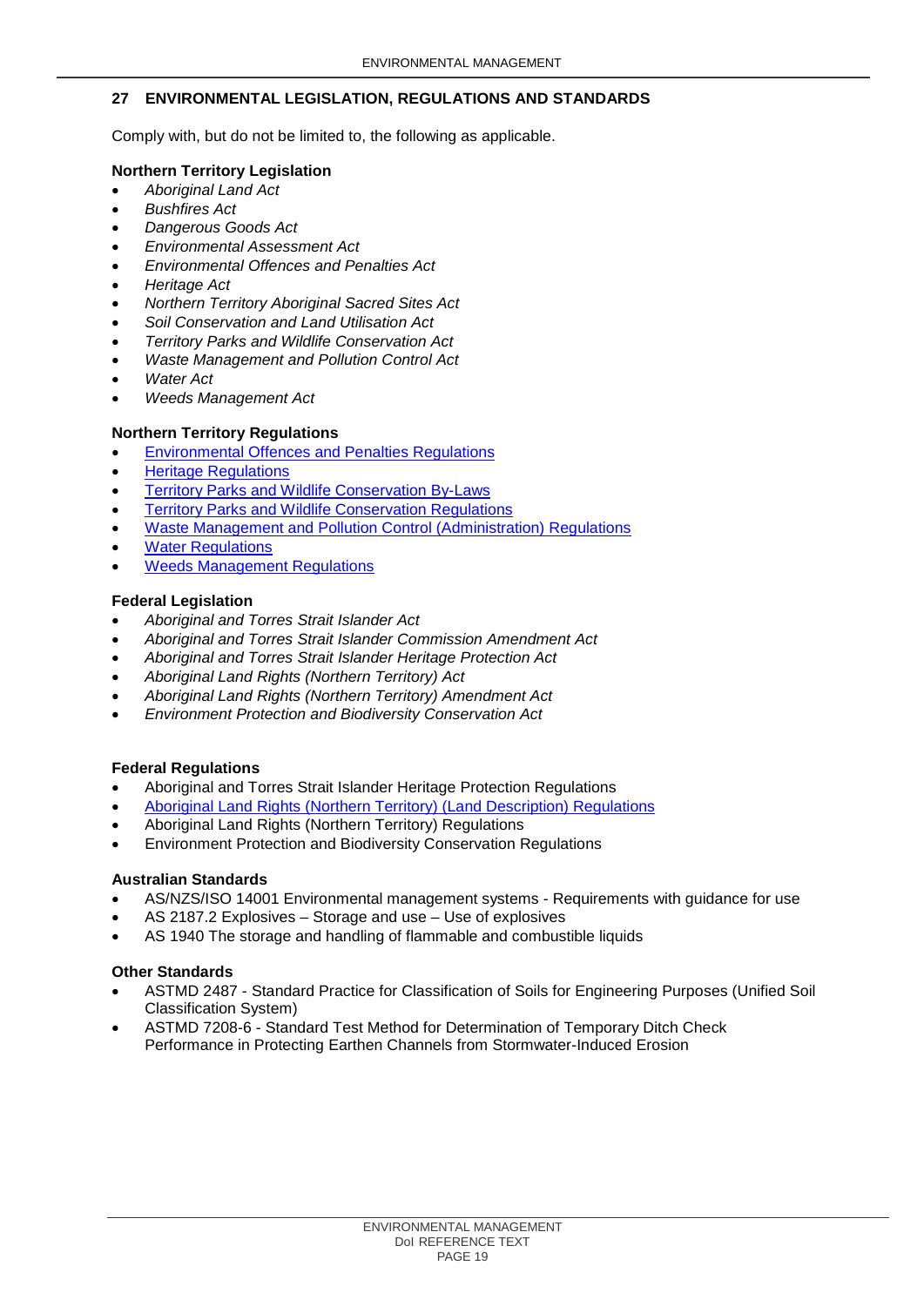## 27 ENVIRONMENTAL LEGISLATION, REGULATIONS AND STANDARDS

Comply with, but do not be limited to, the following as applicable.

**Northern Territory Legislation**

- *Aboriginal Land Act*
- *Bushfires Act*
- *Dangerous Goods Act*
- *Environmental Assessment Act*
- *Environmental Offences and Penalties Act*
- *Heritage Act*
- *Northern Territory Aboriginal Sacred Sites Act*
- *Soil Conservation and Land Utilisation Act*
- *Territory Parks and Wildlife Conservation Act*
- *Waste Management and Pollution Control Act*
- *Water Act*
- *Weeds Management Act*

**Northern Territory Regulations**

- Environmental Offences and Penalties Regulations
- Heritage Regulations
- Territory Parks and Wildlife Conservation By-Laws
- Territory Parks and Wildlife Conservation Regulations
- Waste Management and Pollution Control (Administration) Regulations
- Water Regulations
- Weeds Management Regulations

**Federal Legislation**

- *Aboriginal and Torres Strait Islander Act*
- *Aboriginal and Torres Strait Islander Commission Amendment Act*
- *Aboriginal and Torres Strait Islander Heritage Protection Act*
- *Aboriginal Land Rights (Northern Territory) Act*
- *Aboriginal Land Rights (Northern Territory) Amendment Act*
- *Environment Protection and Biodiversity Conservation Act*

**Federal Regulations**

- Aboriginal and Torres Strait Islander Heritage Protection Regulations
- Aboriginal Land Rights (Northern Territory) (Land Description) Regulations
- Aboriginal Land Rights (Northern Territory) Regulations
- Environment Protection and Biodiversity Conservation Regulations

**Australian Standards**

- AS/NZS/ISO 14001 Environmental management systems - Requirements with guidance for use
- AS 2187.2 Explosives – Storage and use – Use of explosives
- AS 1940 The storage and handling of flammable and combustible liquids

**Other Standards**

- ASTMD 2487 - Standard Practice for Classification of Soils for Engineering Purposes (Unified Soil Classification System)
- ASTMD 7208-6 - Standard Test Method for Determination of Temporary Ditch Check Performance in Protecting Earthen Channels from Stormwater-Induced Erosion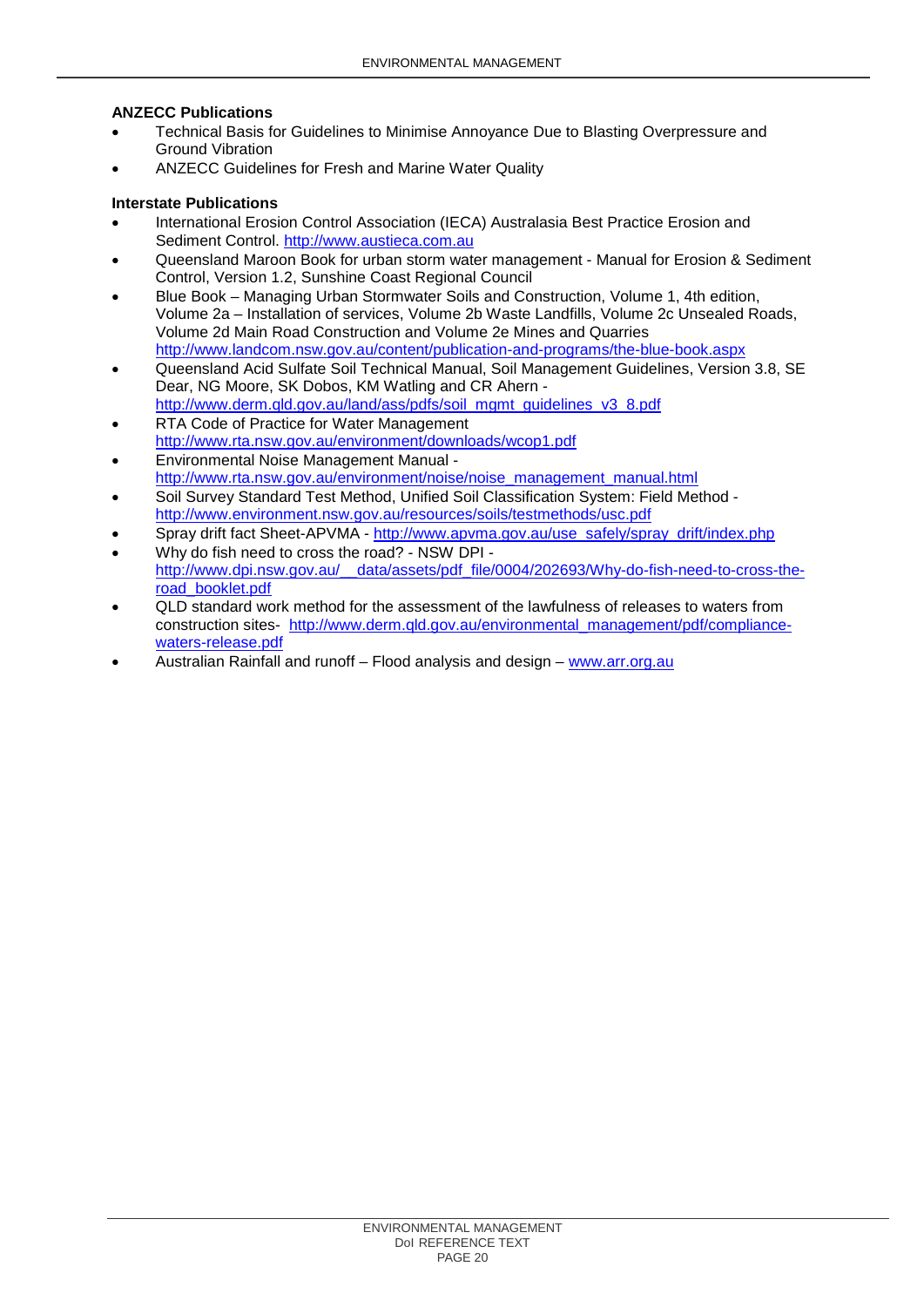### ANZECC Publications

- Technical Basis for Guidelines to Minimise Annoyance Due to Blasting Overpressure and Ground Vibration
- ANZECC Guidelines for Fresh and Marine Water Quality

### Interstate Publications

- International Erosion Control Association (IECA) Australasia Best Practice Erosion and Sediment Control. http://www.austieca.com.au
- Queensland Maroon Book for urban storm water management - Manual for Erosion & Sediment Control, Version 1.2, Sunshine Coast Regional Council
- Blue Book – Managing Urban Stormwater Soils and Construction, Volume 1, 4th edition, Volume 2a – Installation of services, Volume 2b Waste Landfills, Volume 2c Unsealed Roads, Volume 2d Main Road Construction and Volume 2e Mines and Quarries http://www.landcom.nsw.gov.au/content/publication-and-programs/the-blue-book.aspx
- Queensland Acid Sulfate Soil Technical Manual, Soil Management Guidelines, Version 3.8, SE Dear, NG Moore, SK Dobos, KM Watling and CR Ahern - http://www.derm.qld.gov.au/land/ass/pdfs/soil_mgmt_guidelines_v3_8.pdf
- RTA Code of Practice for Water Management http://www.rta.nsw.gov.au/environment/downloads/wcop1.pdf
- Environmental Noise Management Manual - http://www.rta.nsw.gov.au/environment/noise/noise_management_manual.html
- Soil Survey Standard Test Method, Unified Soil Classification System: Field Method - http://www.environment.nsw.gov.au/resources/soils/testmethods/usc.pdf
- Spray drift fact Sheet-APVMA - http://www.apvma.gov.au/use_safely/spray_drift/index.php
- Why do fish need to cross the road? - NSW DPI - http://www.dpi.nsw.gov.au/__data/assets/pdf_file/0004/202693/Why-do-fish-need-to-cross-the-road_booklet.pdf
- QLD standard work method for the assessment of the lawfulness of releases to waters from construction sites- http://www.derm.qld.gov.au/environmental_management/pdf/compliance-waters-release.pdf
- Australian Rainfall and runoff – Flood analysis and design – www.arr.org.au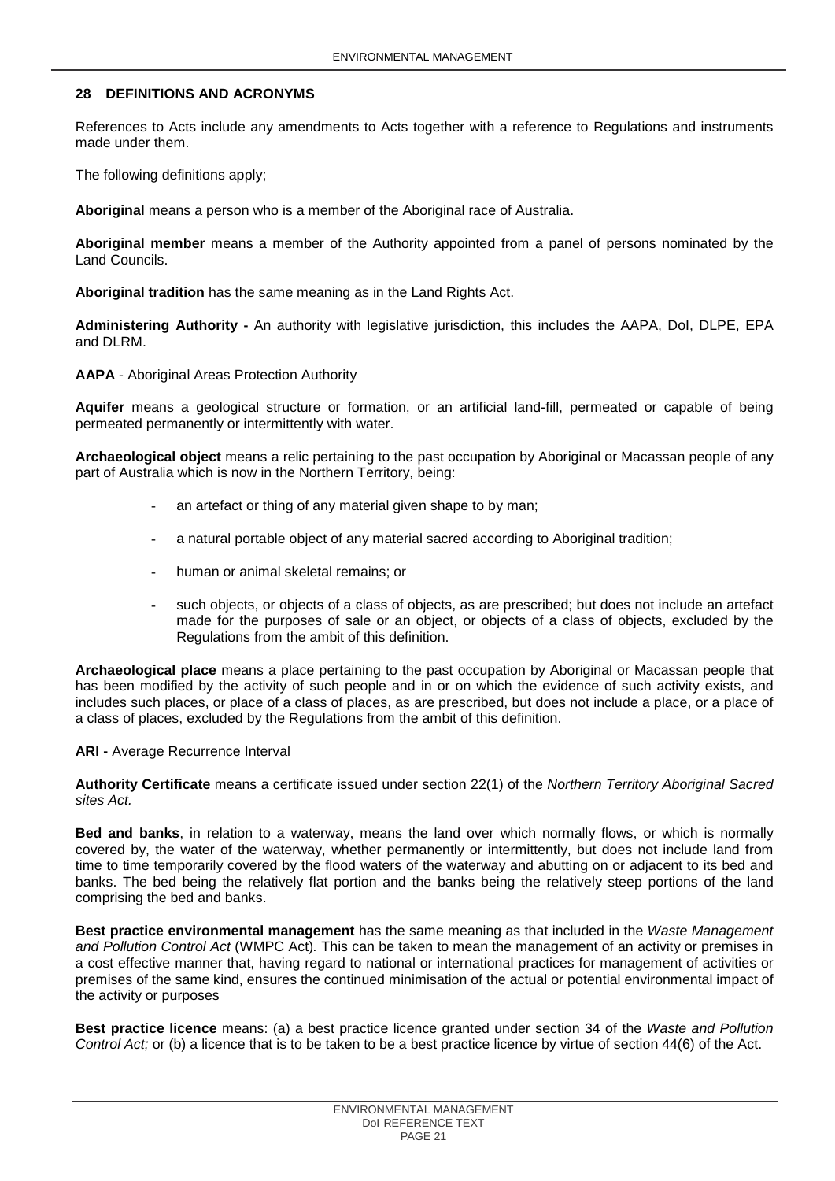## 28 DEFINITIONS AND ACRONYMS

References to Acts include any amendments to Acts together with a reference to Regulations and instruments made under them.

The following definitions apply;

**Aboriginal** means a person who is a member of the Aboriginal race of Australia.

**Aboriginal member** means a member of the Authority appointed from a panel of persons nominated by the Land Councils.

**Aboriginal tradition** has the same meaning as in the Land Rights Act.

**Administering Authority -** An authority with legislative jurisdiction, this includes the AAPA, DoI, DLPE, EPA and DLRM.

**AAPA** - Aboriginal Areas Protection Authority

**Aquifer** means a geological structure or formation, or an artificial land-fill, permeated or capable of being permeated permanently or intermittently with water.

**Archaeological object** means a relic pertaining to the past occupation by Aboriginal or Macassan people of any part of Australia which is now in the Northern Territory, being:

- an artefact or thing of any material given shape to by man;
- a natural portable object of any material sacred according to Aboriginal tradition;
- human or animal skeletal remains; or
- such objects, or objects of a class of objects, as are prescribed; but does not include an artefact made for the purposes of sale or an object, or objects of a class of objects, excluded by the Regulations from the ambit of this definition.

**Archaeological place** means a place pertaining to the past occupation by Aboriginal or Macassan people that has been modified by the activity of such people and in or on which the evidence of such activity exists, and includes such places, or place of a class of places, as are prescribed, but does not include a place, or a place of a class of places, excluded by the Regulations from the ambit of this definition.

**ARI -** Average Recurrence Interval

**Authority Certificate** means a certificate issued under section 22(1) of the *Northern Territory Aboriginal Sacred sites Act.*

**Bed and banks**, in relation to a waterway, means the land over which normally flows, or which is normally covered by, the water of the waterway, whether permanently or intermittently, but does not include land from time to time temporarily covered by the flood waters of the waterway and abutting on or adjacent to its bed and banks. The bed being the relatively flat portion and the banks being the relatively steep portions of the land comprising the bed and banks.

**Best practice environmental management** has the same meaning as that included in the *Waste Management and Pollution Control Act* (WMPC Act). This can be taken to mean the management of an activity or premises in a cost effective manner that, having regard to national or international practices for management of activities or premises of the same kind, ensures the continued minimisation of the actual or potential environmental impact of the activity or purposes

**Best practice licence** means: (a) a best practice licence granted under section 34 of the *Waste and Pollution Control Act;* or (b) a licence that is to be taken to be a best practice licence by virtue of section 44(6) of the Act.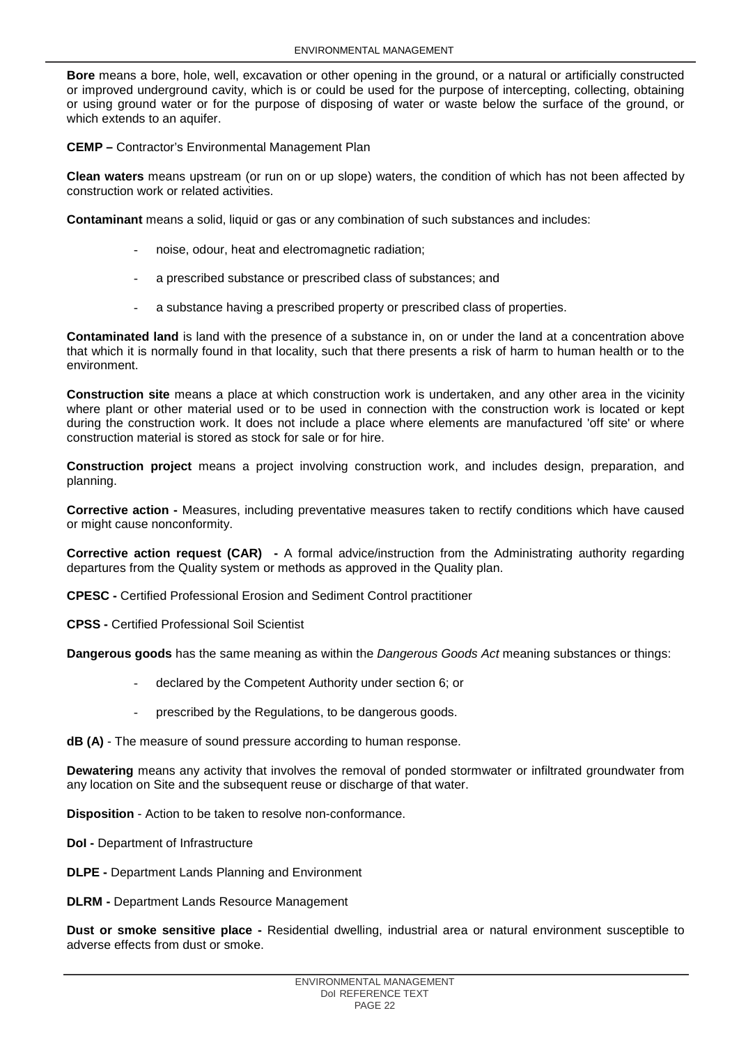**Bore** means a bore, hole, well, excavation or other opening in the ground, or a natural or artificially constructed or improved underground cavity, which is or could be used for the purpose of intercepting, collecting, obtaining or using ground water or for the purpose of disposing of water or waste below the surface of the ground, or which extends to an aquifer.

**CEMP –** Contractor's Environmental Management Plan

**Clean waters** means upstream (or run on or up slope) waters, the condition of which has not been affected by construction work or related activities.

**Contaminant** means a solid, liquid or gas or any combination of such substances and includes:

- noise, odour, heat and electromagnetic radiation;
- a prescribed substance or prescribed class of substances; and
- a substance having a prescribed property or prescribed class of properties.

**Contaminated land** is land with the presence of a substance in, on or under the land at a concentration above that which it is normally found in that locality, such that there presents a risk of harm to human health or to the environment.

**Construction site** means a place at which construction work is undertaken, and any other area in the vicinity where plant or other material used or to be used in connection with the construction work is located or kept during the construction work. It does not include a place where elements are manufactured 'off site' or where construction material is stored as stock for sale or for hire.

**Construction project** means a project involving construction work, and includes design, preparation, and planning.

**Corrective action -** Measures, including preventative measures taken to rectify conditions which have caused or might cause nonconformity.

**Corrective action request (CAR) -** A formal advice/instruction from the Administrating authority regarding departures from the Quality system or methods as approved in the Quality plan.

**CPESC -** Certified Professional Erosion and Sediment Control practitioner

**CPSS -** Certified Professional Soil Scientist

**Dangerous goods** has the same meaning as within the *Dangerous Goods Act* meaning substances or things:

- declared by the Competent Authority under section 6; or
- prescribed by the Regulations, to be dangerous goods.

**dB (A)** - The measure of sound pressure according to human response.

**Dewatering** means any activity that involves the removal of ponded stormwater or infiltrated groundwater from any location on Site and the subsequent reuse or discharge of that water.

**Disposition** - Action to be taken to resolve non-conformance.

**DoI -** Department of Infrastructure

**DLPE -** Department Lands Planning and Environment

**DLRM -** Department Lands Resource Management

**Dust or smoke sensitive place -** Residential dwelling, industrial area or natural environment susceptible to adverse effects from dust or smoke.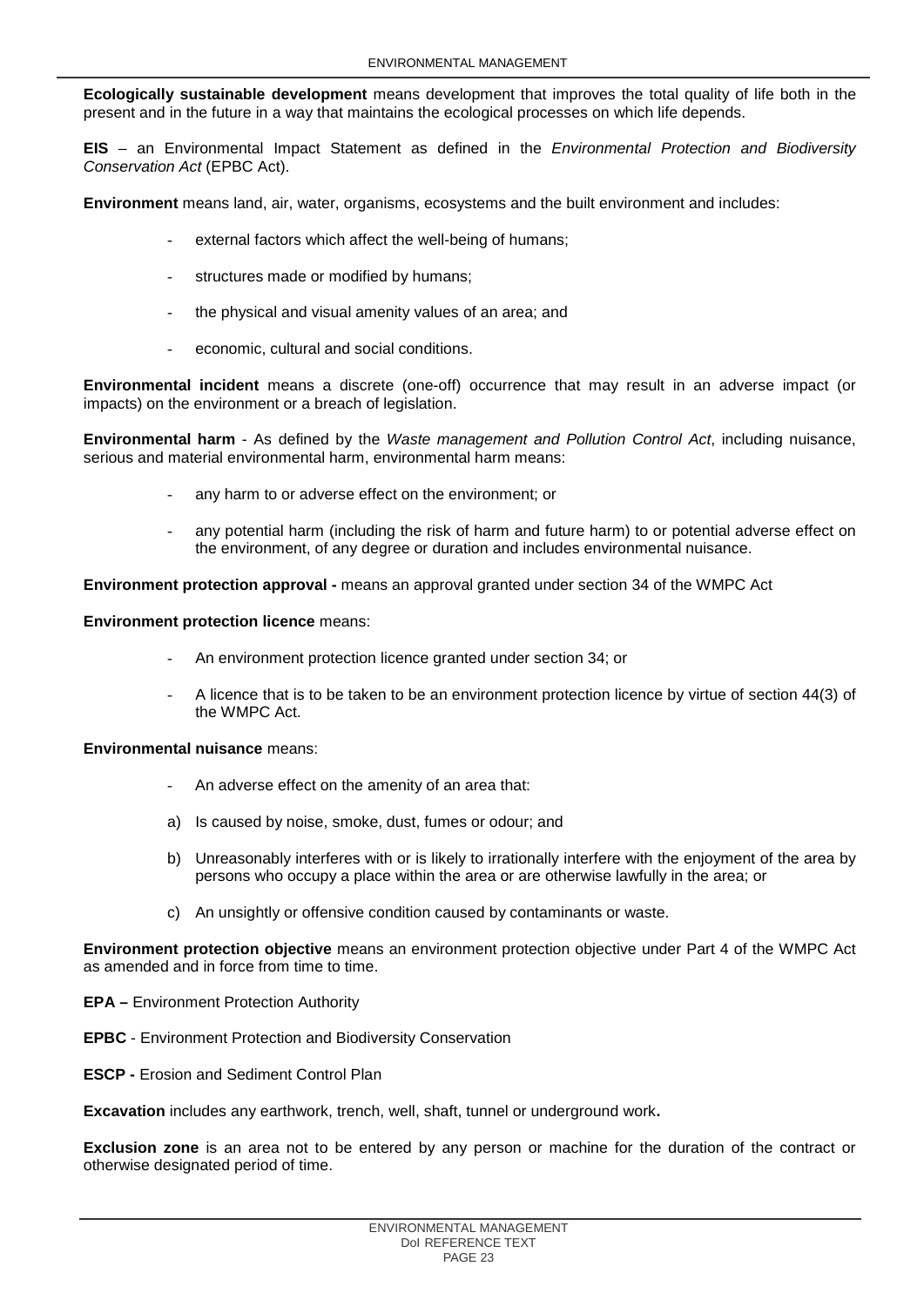**Ecologically sustainable development** means development that improves the total quality of life both in the present and in the future in a way that maintains the ecological processes on which life depends.

**EIS** – an Environmental Impact Statement as defined in the *Environmental Protection and Biodiversity Conservation Act* (EPBC Act).

**Environment** means land, air, water, organisms, ecosystems and the built environment and includes:

- external factors which affect the well-being of humans;
- structures made or modified by humans;
- the physical and visual amenity values of an area; and
- economic, cultural and social conditions.

**Environmental incident** means a discrete (one-off) occurrence that may result in an adverse impact (or impacts) on the environment or a breach of legislation.

**Environmental harm** - As defined by the *Waste management and Pollution Control Act*, including nuisance, serious and material environmental harm, environmental harm means:

- any harm to or adverse effect on the environment; or
- any potential harm (including the risk of harm and future harm) to or potential adverse effect on the environment, of any degree or duration and includes environmental nuisance.

**Environment protection approval -** means an approval granted under section 34 of the WMPC Act

**Environment protection licence** means:

- An environment protection licence granted under section 34; or
- A licence that is to be taken to be an environment protection licence by virtue of section 44(3) of the WMPC Act.

**Environmental nuisance** means:

- An adverse effect on the amenity of an area that:

a) Is caused by noise, smoke, dust, fumes or odour; and

b) Unreasonably interferes with or is likely to irrationally interfere with the enjoyment of the area by persons who occupy a place within the area or are otherwise lawfully in the area; or

c) An unsightly or offensive condition caused by contaminants or waste.

**Environment protection objective** means an environment protection objective under Part 4 of the WMPC Act as amended and in force from time to time.

**EPA –** Environment Protection Authority

**EPBC** - Environment Protection and Biodiversity Conservation

**ESCP -** Erosion and Sediment Control Plan

**Excavation** includes any earthwork, trench, well, shaft, tunnel or underground work**.**

**Exclusion zone** is an area not to be entered by any person or machine for the duration of the contract or otherwise designated period of time.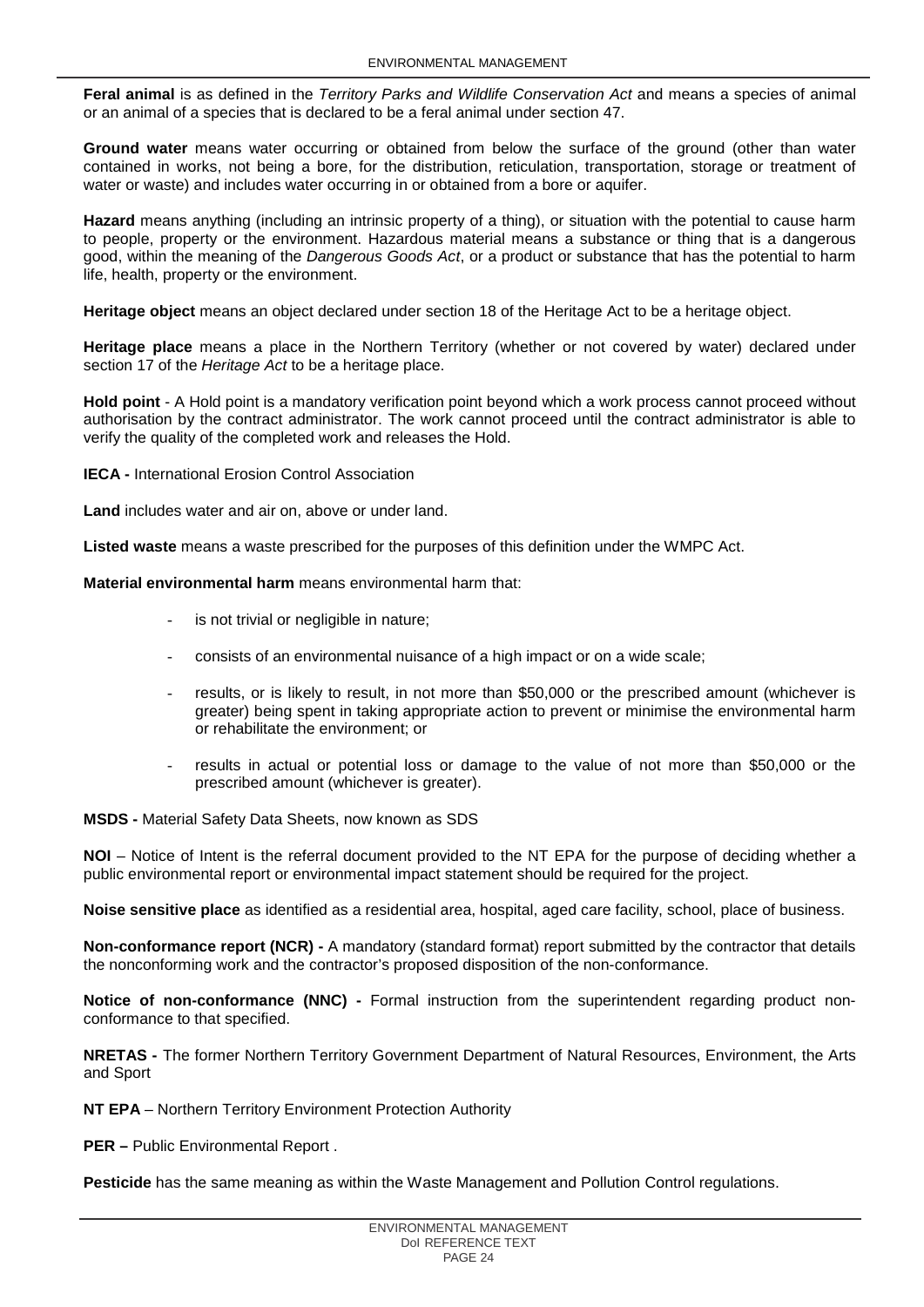**Feral animal** is as defined in the *Territory Parks and Wildlife Conservation Act* and means a species of animal or an animal of a species that is declared to be a feral animal under section 47.

**Ground water** means water occurring or obtained from below the surface of the ground (other than water contained in works, not being a bore, for the distribution, reticulation, transportation, storage or treatment of water or waste) and includes water occurring in or obtained from a bore or aquifer.

**Hazard** means anything (including an intrinsic property of a thing), or situation with the potential to cause harm to people, property or the environment. Hazardous material means a substance or thing that is a dangerous good, within the meaning of the *Dangerous Goods Act*, or a product or substance that has the potential to harm life, health, property or the environment.

**Heritage object** means an object declared under section 18 of the Heritage Act to be a heritage object.

**Heritage place** means a place in the Northern Territory (whether or not covered by water) declared under section 17 of the *Heritage Act* to be a heritage place.

**Hold point** - A Hold point is a mandatory verification point beyond which a work process cannot proceed without authorisation by the contract administrator. The work cannot proceed until the contract administrator is able to verify the quality of the completed work and releases the Hold.

**IECA -** International Erosion Control Association

**Land** includes water and air on, above or under land.

**Listed waste** means a waste prescribed for the purposes of this definition under the WMPC Act.

**Material environmental harm** means environmental harm that:

- is not trivial or negligible in nature;
- consists of an environmental nuisance of a high impact or on a wide scale;
- results, or is likely to result, in not more than $50,000 or the prescribed amount (whichever is greater) being spent in taking appropriate action to prevent or minimise the environmental harm or rehabilitate the environment; or
- results in actual or potential loss or damage to the value of not more than $50,000 or the prescribed amount (whichever is greater).

**MSDS -** Material Safety Data Sheets, now known as SDS

**NOI** – Notice of Intent is the referral document provided to the NT EPA for the purpose of deciding whether a public environmental report or environmental impact statement should be required for the project.

**Noise sensitive place** as identified as a residential area, hospital, aged care facility, school, place of business.

**Non-conformance report (NCR) -** A mandatory (standard format) report submitted by the contractor that details the nonconforming work and the contractor's proposed disposition of the non-conformance.

**Notice of non-conformance (NNC) -** Formal instruction from the superintendent regarding product non-conformance to that specified.

**NRETAS -** The former Northern Territory Government Department of Natural Resources, Environment, the Arts and Sport

**NT EPA** – Northern Territory Environment Protection Authority

**PER –** Public Environmental Report .

**Pesticide** has the same meaning as within the Waste Management and Pollution Control regulations.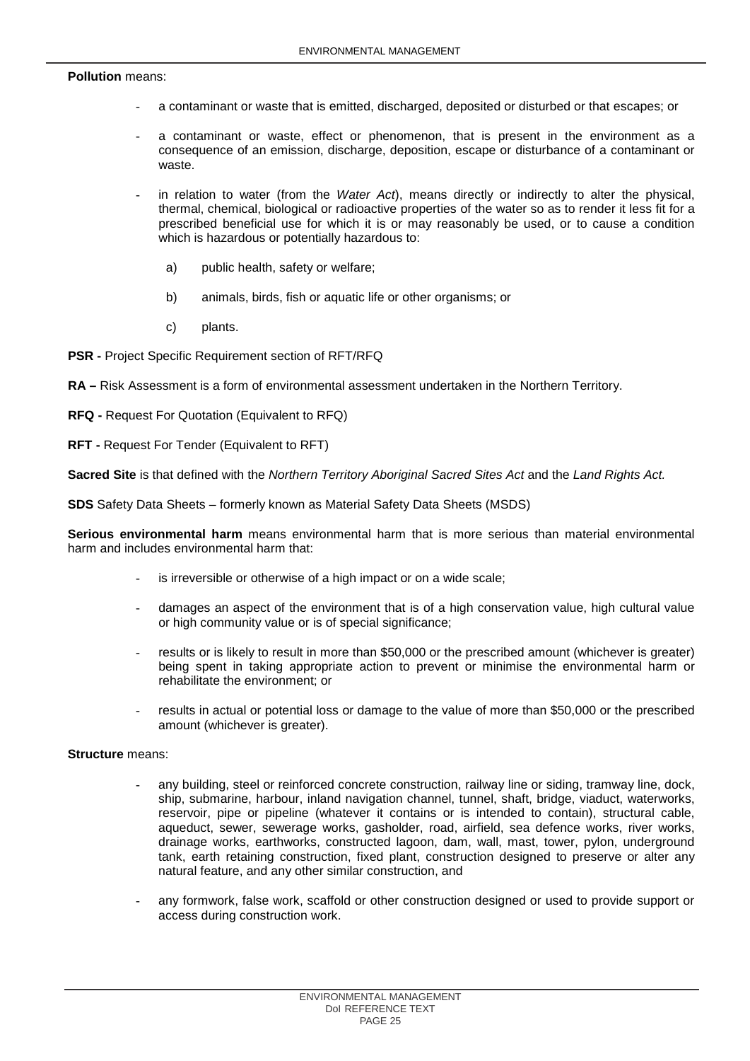**Pollution** means:

- a contaminant or waste that is emitted, discharged, deposited or disturbed or that escapes; or
- a contaminant or waste, effect or phenomenon, that is present in the environment as a consequence of an emission, discharge, deposition, escape or disturbance of a contaminant or waste.
- in relation to water (from the *Water Act*), means directly or indirectly to alter the physical, thermal, chemical, biological or radioactive properties of the water so as to render it less fit for a prescribed beneficial use for which it is or may reasonably be used, or to cause a condition which is hazardous or potentially hazardous to:

  a) public health, safety or welfare;

  b) animals, birds, fish or aquatic life or other organisms; or

  c) plants.

**PSR -** Project Specific Requirement section of RFT/RFQ

**RA –** Risk Assessment is a form of environmental assessment undertaken in the Northern Territory.

**RFQ -** Request For Quotation (Equivalent to RFQ)

**RFT -** Request For Tender (Equivalent to RFT)

**Sacred Site** is that defined with the *Northern Territory Aboriginal Sacred Sites Act* and the *Land Rights Act.*

**SDS** Safety Data Sheets – formerly known as Material Safety Data Sheets (MSDS)

**Serious environmental harm** means environmental harm that is more serious than material environmental harm and includes environmental harm that:

- is irreversible or otherwise of a high impact or on a wide scale;
- damages an aspect of the environment that is of a high conservation value, high cultural value or high community value or is of special significance;
- results or is likely to result in more than $50,000 or the prescribed amount (whichever is greater) being spent in taking appropriate action to prevent or minimise the environmental harm or rehabilitate the environment; or
- results in actual or potential loss or damage to the value of more than $50,000 or the prescribed amount (whichever is greater).

**Structure** means:

- any building, steel or reinforced concrete construction, railway line or siding, tramway line, dock, ship, submarine, harbour, inland navigation channel, tunnel, shaft, bridge, viaduct, waterworks, reservoir, pipe or pipeline (whatever it contains or is intended to contain), structural cable, aqueduct, sewer, sewerage works, gasholder, road, airfield, sea defence works, river works, drainage works, earthworks, constructed lagoon, dam, wall, mast, tower, pylon, underground tank, earth retaining construction, fixed plant, construction designed to preserve or alter any natural feature, and any other similar construction, and
- any formwork, false work, scaffold or other construction designed or used to provide support or access during construction work.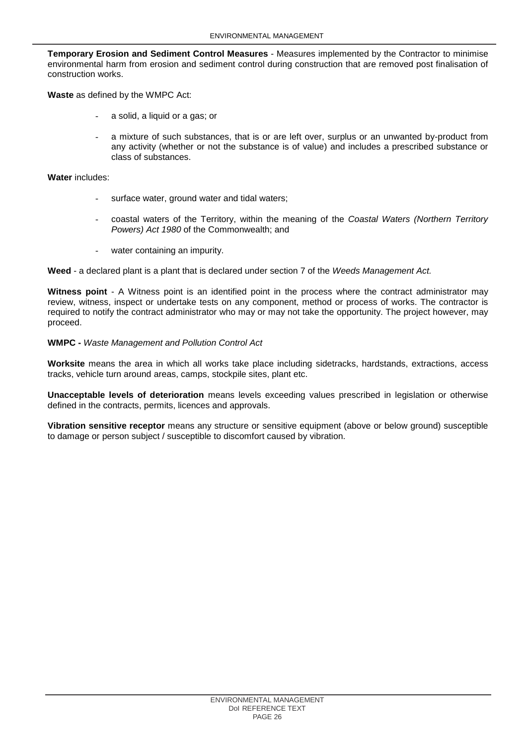**Temporary Erosion and Sediment Control Measures** - Measures implemented by the Contractor to minimise environmental harm from erosion and sediment control during construction that are removed post finalisation of construction works.

**Waste** as defined by the WMPC Act:

- a solid, a liquid or a gas; or
- a mixture of such substances, that is or are left over, surplus or an unwanted by-product from any activity (whether or not the substance is of value) and includes a prescribed substance or class of substances.

**Water** includes:

- surface water, ground water and tidal waters;
- coastal waters of the Territory, within the meaning of the *Coastal Waters (Northern Territory Powers) Act 1980* of the Commonwealth; and
- water containing an impurity.

**Weed** - a declared plant is a plant that is declared under section 7 of the *Weeds Management Act.*

**Witness point** - A Witness point is an identified point in the process where the contract administrator may review, witness, inspect or undertake tests on any component, method or process of works. The contractor is required to notify the contract administrator who may or may not take the opportunity. The project however, may proceed.

**WMPC -** *Waste Management and Pollution Control Act*

**Worksite** means the area in which all works take place including sidetracks, hardstands, extractions, access tracks, vehicle turn around areas, camps, stockpile sites, plant etc.

**Unacceptable levels of deterioration** means levels exceeding values prescribed in legislation or otherwise defined in the contracts, permits, licences and approvals.

**Vibration sensitive receptor** means any structure or sensitive equipment (above or below ground) susceptible to damage or person subject / susceptible to discomfort caused by vibration.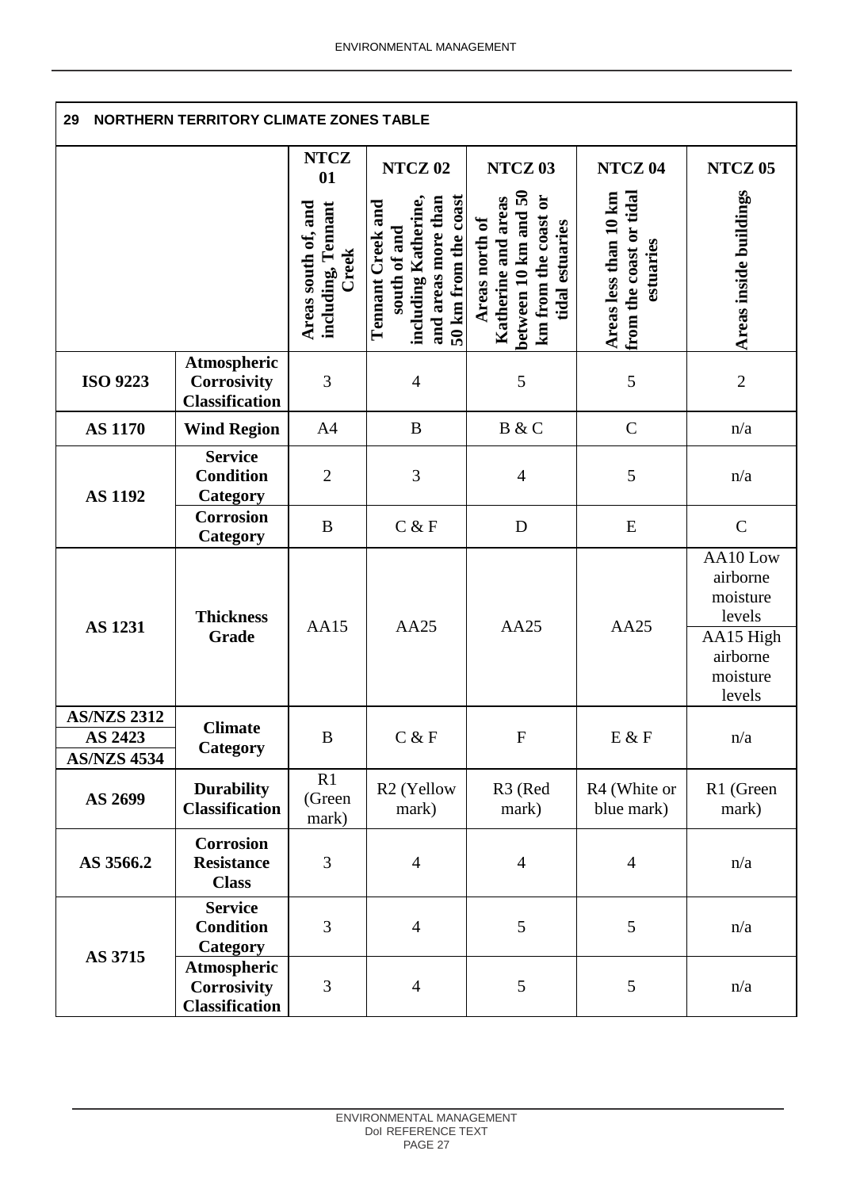## 29 NORTHERN TERRITORY CLIMATE ZONES TABLE

| | | NTCZ 01 | NTCZ 02 | NTCZ 03 | NTCZ 04 | NTCZ 05 |
|---|---|---|---|---|---|---|
| | | **Areas south of, and including, Tennant Creek** | **Tennant Creek and south of and including Katherine, and areas more than 50 km from the coast** | **Areas north of Katherine and areas between 10 km and 50 km from the coast or tidal estuaries** | **Areas less than 10 km from the coast or tidal estuaries** | **Areas inside buildings** |
| **ISO 9223** | **Atmospheric Corrosivity Classification** | 3 | 4 | 5 | 5 | 2 |
| **AS 1170** | **Wind Region** | A4 | B | B & C | C | n/a |
| **AS 1192** | **Service Condition Category** | 2 | 3 | 4 | 5 | n/a |
| | **Corrosion Category** | B | C & F | D | E | C |
| **AS 1231** | **Thickness Grade** | AA15 | AA25 | AA25 | AA25 | AA10 Low airborne moisture levels<br>AA15 High airborne moisture levels |
| **AS/NZS 2312**<br>**AS 2423**<br>**AS/NZS 4534** | **Climate Category** | B | C & F | F | E & F | n/a |
| **AS 2699** | **Durability Classification** | R1 (Green mark) | R2 (Yellow mark) | R3 (Red mark) | R4 (White or blue mark) | R1 (Green mark) |
| **AS 3566.2** | **Corrosion Resistance Class** | 3 | 4 | 4 | 4 | n/a |
| **AS 3715** | **Service Condition Category** | 3 | 4 | 5 | 5 | n/a |
| | **Atmospheric Corrosivity Classification** | 3 | 4 | 5 | 5 | n/a |